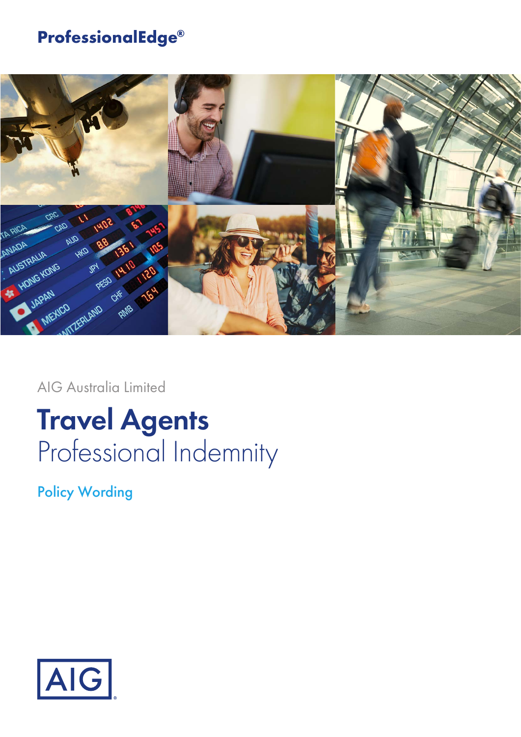**ProfessionalEdge®**

AIG Australia Limited

# Travel Agents
## Professional Indemnity

### Policy Wording

AIG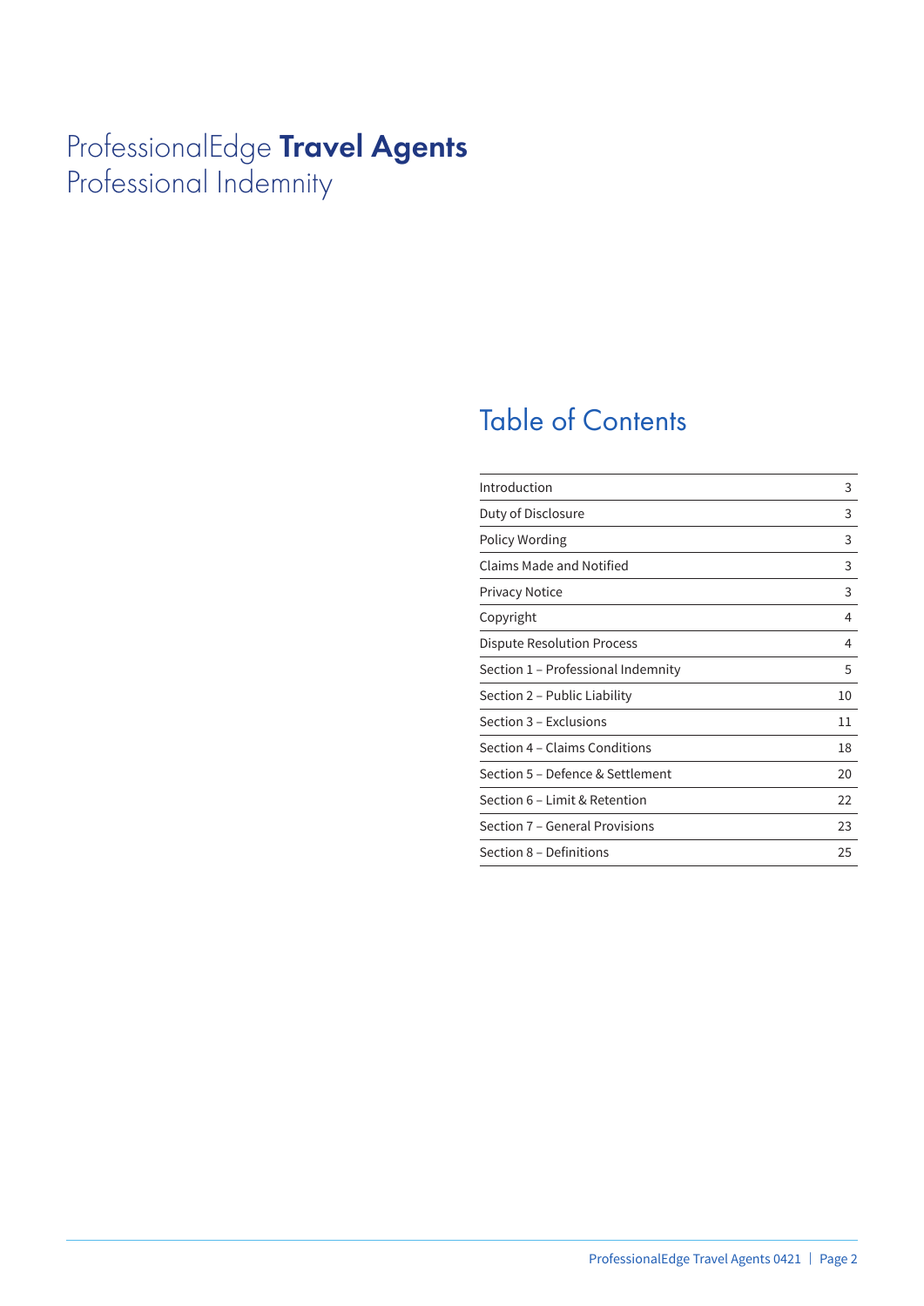# ProfessionalEdge **Travel Agents** Professional Indemnity

## Table of Contents

| | |
|---|---|
| Introduction | 3 |
| Duty of Disclosure | 3 |
| Policy Wording | 3 |
| Claims Made and Notified | 3 |
| Privacy Notice | 3 |
| Copyright | 4 |
| Dispute Resolution Process | 4 |
| Section 1 – Professional Indemnity | 5 |
| Section 2 – Public Liability | 10 |
| Section 3 – Exclusions | 11 |
| Section 4 – Claims Conditions | 18 |
| Section 5 – Defence & Settlement | 20 |
| Section 6 – Limit & Retention | 22 |
| Section 7 – General Provisions | 23 |
| Section 8 – Definitions | 25 |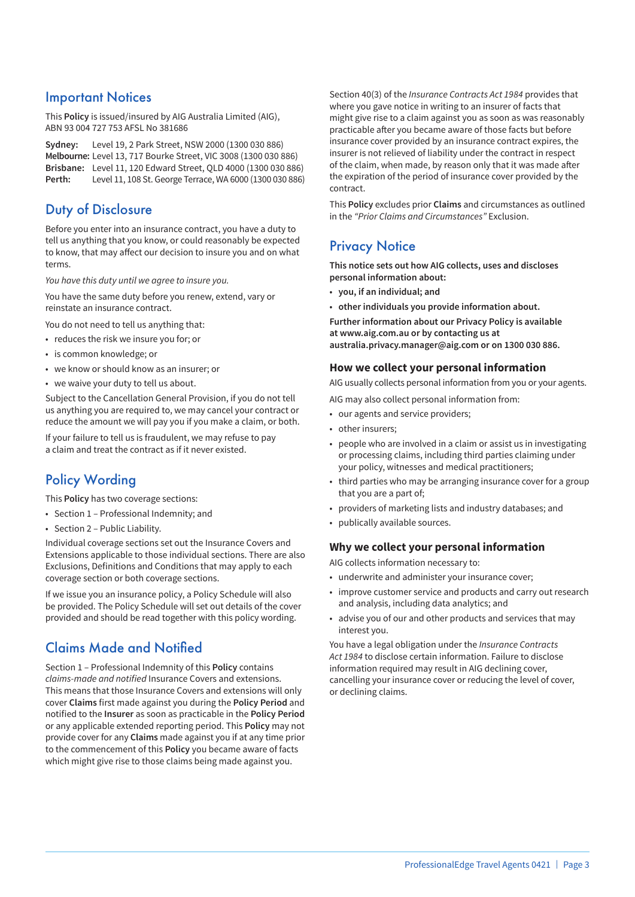## Important Notices

This **Policy** is issued/insured by AIG Australia Limited (AIG), ABN 93 004 727 753 AFSL No 381686

**Sydney:** Level 19, 2 Park Street, NSW 2000 (1300 030 886)
**Melbourne:** Level 13, 717 Bourke Street, VIC 3008 (1300 030 886)
**Brisbane:** Level 11, 120 Edward Street, QLD 4000 (1300 030 886)
**Perth:** Level 11, 108 St. George Terrace, WA 6000 (1300 030 886)

## Duty of Disclosure

Before you enter into an insurance contract, you have a duty to tell us anything that you know, or could reasonably be expected to know, that may affect our decision to insure you and on what terms.

*You have this duty until we agree to insure you.*

You have the same duty before you renew, extend, vary or reinstate an insurance contract.

You do not need to tell us anything that:

- reduces the risk we insure you for; or
- is common knowledge; or
- we know or should know as an insurer; or
- we waive your duty to tell us about.

Subject to the Cancellation General Provision, if you do not tell us anything you are required to, we may cancel your contract or reduce the amount we will pay you if you make a claim, or both.

If your failure to tell us is fraudulent, we may refuse to pay a claim and treat the contract as if it never existed.

## Policy Wording

This **Policy** has two coverage sections:

- Section 1 – Professional Indemnity; and
- Section 2 – Public Liability.

Individual coverage sections set out the Insurance Covers and Extensions applicable to those individual sections. There are also Exclusions, Definitions and Conditions that may apply to each coverage section or both coverage sections.

If we issue you an insurance policy, a Policy Schedule will also be provided. The Policy Schedule will set out details of the cover provided and should be read together with this policy wording.

## Claims Made and Notified

Section 1 – Professional Indemnity of this **Policy** contains *claims-made and notified* Insurance Covers and extensions. This means that those Insurance Covers and extensions will only cover **Claims** first made against you during the **Policy Period** and notified to the **Insurer** as soon as practicable in the **Policy Period** or any applicable extended reporting period. This **Policy** may not provide cover for any **Claims** made against you if at any time prior to the commencement of this **Policy** you became aware of facts which might give rise to those claims being made against you.

Section 40(3) of the *Insurance Contracts Act 1984* provides that where you gave notice in writing to an insurer of facts that might give rise to a claim against you as soon as was reasonably practicable after you became aware of those facts but before insurance cover provided by an insurance contract expires, the insurer is not relieved of liability under the contract in respect of the claim, when made, by reason only that it was made after the expiration of the period of insurance cover provided by the contract.

This **Policy** excludes prior **Claims** and circumstances as outlined in the *"Prior Claims and Circumstances"* Exclusion.

## Privacy Notice

**This notice sets out how AIG collects, uses and discloses personal information about:**

- **you, if an individual; and**
- **other individuals you provide information about.**

**Further information about our Privacy Policy is available at www.aig.com.au or by contacting us at australia.privacy.manager@aig.com or on 1300 030 886.**

### How we collect your personal information

AIG usually collects personal information from you or your agents.

AIG may also collect personal information from:

- our agents and service providers;
- other insurers;
- people who are involved in a claim or assist us in investigating or processing claims, including third parties claiming under your policy, witnesses and medical practitioners;
- third parties who may be arranging insurance cover for a group that you are a part of;
- providers of marketing lists and industry databases; and
- publically available sources.

### Why we collect your personal information

AIG collects information necessary to:

- underwrite and administer your insurance cover;
- improve customer service and products and carry out research and analysis, including data analytics; and
- advise you of our and other products and services that may interest you.

You have a legal obligation under the *Insurance Contracts Act 1984* to disclose certain information. Failure to disclose information required may result in AIG declining cover, cancelling your insurance cover or reducing the level of cover, or declining claims.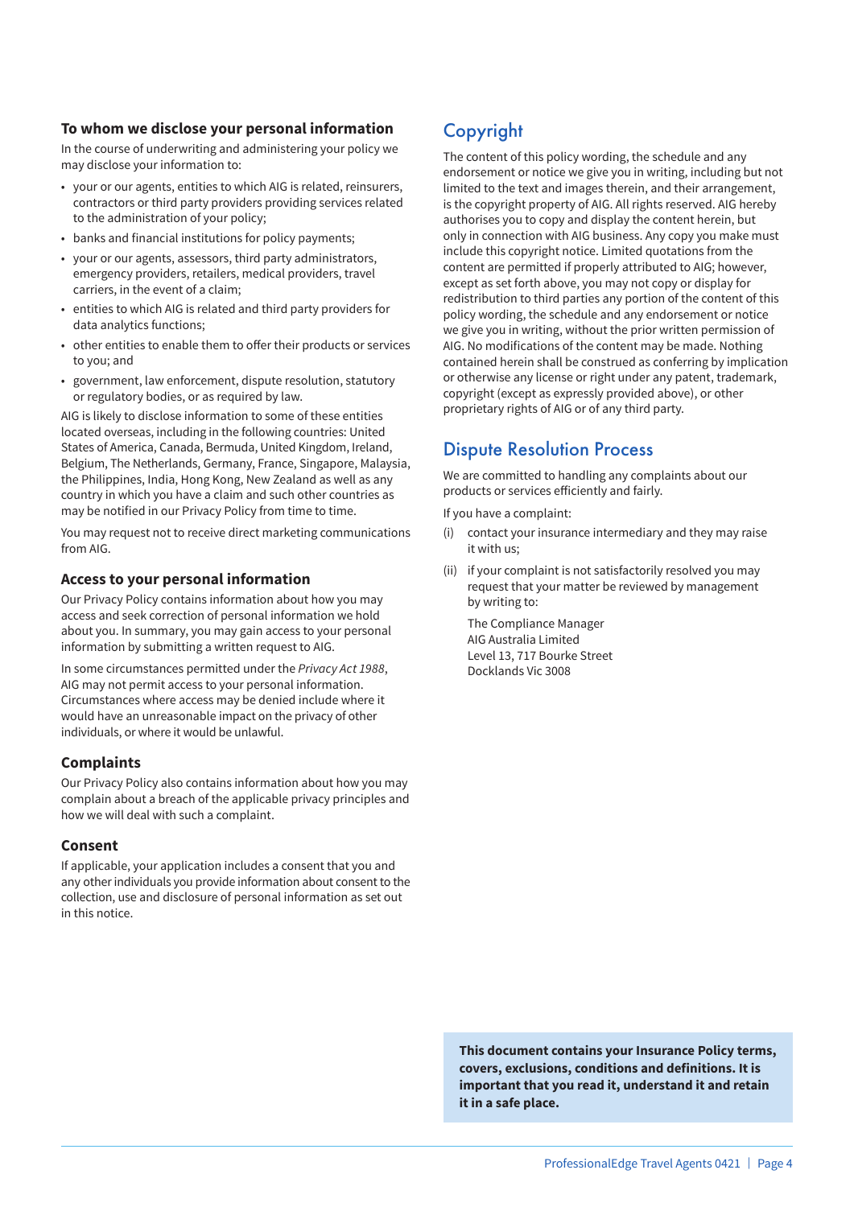### To whom we disclose your personal information

In the course of underwriting and administering your policy we may disclose your information to:

- your or our agents, entities to which AIG is related, reinsurers, contractors or third party providers providing services related to the administration of your policy;
- banks and financial institutions for policy payments;
- your or our agents, assessors, third party administrators, emergency providers, retailers, medical providers, travel carriers, in the event of a claim;
- entities to which AIG is related and third party providers for data analytics functions;
- other entities to enable them to offer their products or services to you; and
- government, law enforcement, dispute resolution, statutory or regulatory bodies, or as required by law.

AIG is likely to disclose information to some of these entities located overseas, including in the following countries: United States of America, Canada, Bermuda, United Kingdom, Ireland, Belgium, The Netherlands, Germany, France, Singapore, Malaysia, the Philippines, India, Hong Kong, New Zealand as well as any country in which you have a claim and such other countries as may be notified in our Privacy Policy from time to time.

You may request not to receive direct marketing communications from AIG.

### Access to your personal information

Our Privacy Policy contains information about how you may access and seek correction of personal information we hold about you. In summary, you may gain access to your personal information by submitting a written request to AIG.

In some circumstances permitted under the *Privacy Act 1988*, AIG may not permit access to your personal information. Circumstances where access may be denied include where it would have an unreasonable impact on the privacy of other individuals, or where it would be unlawful.

### Complaints

Our Privacy Policy also contains information about how you may complain about a breach of the applicable privacy principles and how we will deal with such a complaint.

### Consent

If applicable, your application includes a consent that you and any other individuals you provide information about consent to the collection, use and disclosure of personal information as set out in this notice.

## Copyright

The content of this policy wording, the schedule and any endorsement or notice we give you in writing, including but not limited to the text and images therein, and their arrangement, is the copyright property of AIG. All rights reserved. AIG hereby authorises you to copy and display the content herein, but only in connection with AIG business. Any copy you make must include this copyright notice. Limited quotations from the content are permitted if properly attributed to AIG; however, except as set forth above, you may not copy or display for redistribution to third parties any portion of the content of this policy wording, the schedule and any endorsement or notice we give you in writing, without the prior written permission of AIG. No modifications of the content may be made. Nothing contained herein shall be construed as conferring by implication or otherwise any license or right under any patent, trademark, copyright (except as expressly provided above), or other proprietary rights of AIG or of any third party.

## Dispute Resolution Process

We are committed to handling any complaints about our products or services efficiently and fairly.

If you have a complaint:

(i) contact your insurance intermediary and they may raise it with us;

(ii) if your complaint is not satisfactorily resolved you may request that your matter be reviewed by management by writing to:

The Compliance Manager
AIG Australia Limited
Level 13, 717 Bourke Street
Docklands Vic 3008

**This document contains your Insurance Policy terms, covers, exclusions, conditions and definitions. It is important that you read it, understand it and retain it in a safe place.**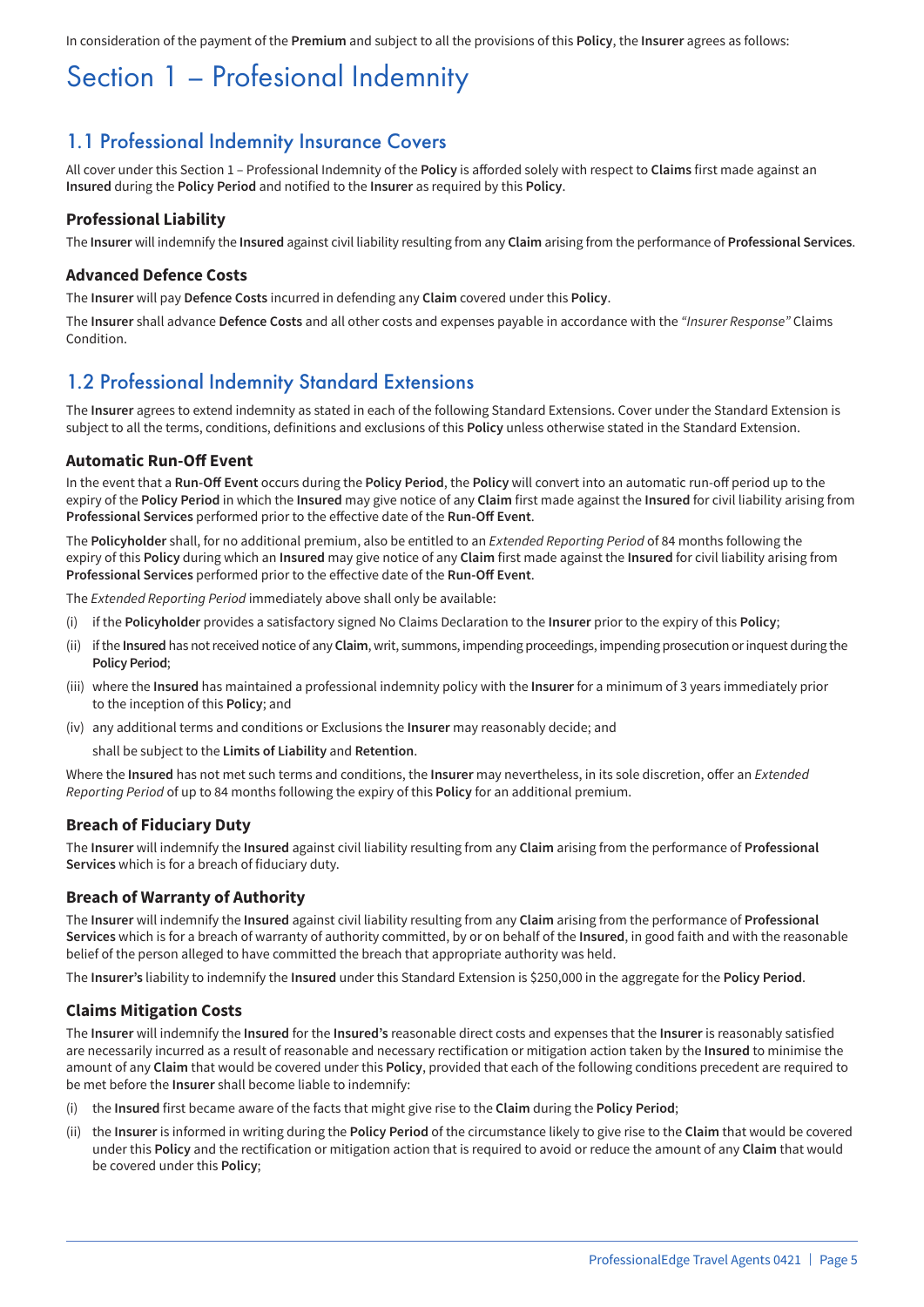In consideration of the payment of the **Premium** and subject to all the provisions of this **Policy**, the **Insurer** agrees as follows:

# Section 1 – Profesional Indemnity

## 1.1 Professional Indemnity Insurance Covers

All cover under this Section 1 – Professional Indemnity of the **Policy** is afforded solely with respect to **Claims** first made against an **Insured** during the **Policy Period** and notified to the **Insurer** as required by this **Policy**.

### Professional Liability

The **Insurer** will indemnify the **Insured** against civil liability resulting from any **Claim** arising from the performance of **Professional Services**.

### Advanced Defence Costs

The **Insurer** will pay **Defence Costs** incurred in defending any **Claim** covered under this **Policy**.

The **Insurer** shall advance **Defence Costs** and all other costs and expenses payable in accordance with the *"Insurer Response"* Claims Condition.

## 1.2 Professional Indemnity Standard Extensions

The **Insurer** agrees to extend indemnity as stated in each of the following Standard Extensions. Cover under the Standard Extension is subject to all the terms, conditions, definitions and exclusions of this **Policy** unless otherwise stated in the Standard Extension.

### Automatic Run-Off Event

In the event that a **Run-Off Event** occurs during the **Policy Period**, the **Policy** will convert into an automatic run-off period up to the expiry of the **Policy Period** in which the **Insured** may give notice of any **Claim** first made against the **Insured** for civil liability arising from **Professional Services** performed prior to the effective date of the **Run-Off Event**.

The **Policyholder** shall, for no additional premium, also be entitled to an *Extended Reporting Period* of 84 months following the expiry of this **Policy** during which an **Insured** may give notice of any **Claim** first made against the **Insured** for civil liability arising from **Professional Services** performed prior to the effective date of the **Run-Off Event**.

The *Extended Reporting Period* immediately above shall only be available:

(i) if the **Policyholder** provides a satisfactory signed No Claims Declaration to the **Insurer** prior to the expiry of this **Policy**;

(ii) if the **Insured** has not received notice of any **Claim**, writ, summons, impending proceedings, impending prosecution or inquest during the **Policy Period**;

(iii) where the **Insured** has maintained a professional indemnity policy with the **Insurer** for a minimum of 3 years immediately prior to the inception of this **Policy**; and

(iv) any additional terms and conditions or Exclusions the **Insurer** may reasonably decide; and

shall be subject to the **Limits of Liability** and **Retention**.

Where the **Insured** has not met such terms and conditions, the **Insurer** may nevertheless, in its sole discretion, offer an *Extended Reporting Period* of up to 84 months following the expiry of this **Policy** for an additional premium.

### Breach of Fiduciary Duty

The **Insurer** will indemnify the **Insured** against civil liability resulting from any **Claim** arising from the performance of **Professional Services** which is for a breach of fiduciary duty.

### Breach of Warranty of Authority

The **Insurer** will indemnify the **Insured** against civil liability resulting from any **Claim** arising from the performance of **Professional Services** which is for a breach of warranty of authority committed, by or on behalf of the **Insured**, in good faith and with the reasonable belief of the person alleged to have committed the breach that appropriate authority was held.

The **Insurer's** liability to indemnify the **Insured** under this Standard Extension is $250,000 in the aggregate for the **Policy Period**.

### Claims Mitigation Costs

The **Insurer** will indemnify the **Insured** for the **Insured's** reasonable direct costs and expenses that the **Insurer** is reasonably satisfied are necessarily incurred as a result of reasonable and necessary rectification or mitigation action taken by the **Insured** to minimise the amount of any **Claim** that would be covered under this **Policy**, provided that each of the following conditions precedent are required to be met before the **Insurer** shall become liable to indemnify:

(i) the **Insured** first became aware of the facts that might give rise to the **Claim** during the **Policy Period**;

(ii) the **Insurer** is informed in writing during the **Policy Period** of the circumstance likely to give rise to the **Claim** that would be covered under this **Policy** and the rectification or mitigation action that is required to avoid or reduce the amount of any **Claim** that would be covered under this **Policy**;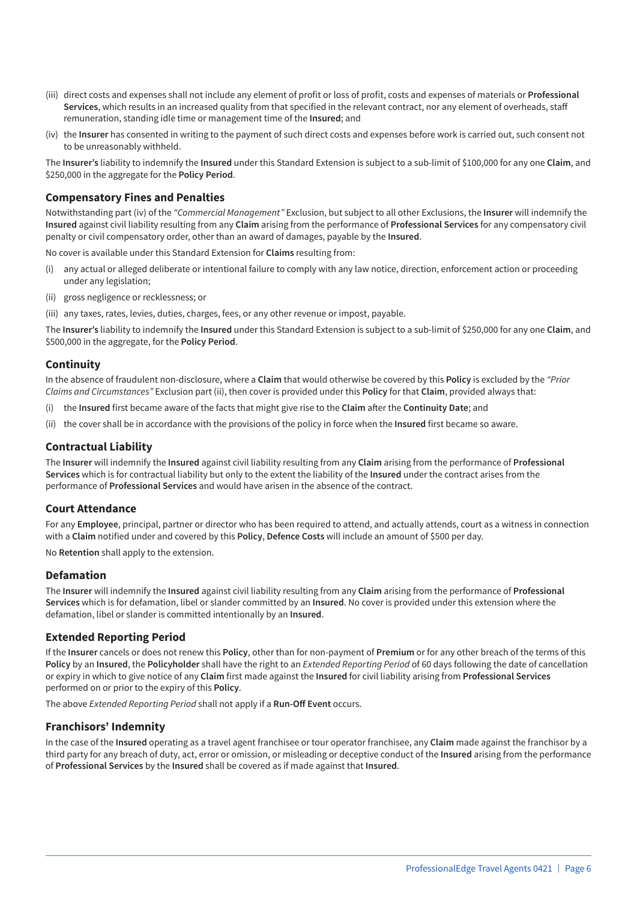(iii) direct costs and expenses shall not include any element of profit or loss of profit, costs and expenses of materials or **Professional Services**, which results in an increased quality from that specified in the relevant contract, nor any element of overheads, staff remuneration, standing idle time or management time of the **Insured**; and

(iv) the **Insurer** has consented in writing to the payment of such direct costs and expenses before work is carried out, such consent not to be unreasonably withheld.

The **Insurer's** liability to indemnify the **Insured** under this Standard Extension is subject to a sub-limit of $100,000 for any one **Claim**, and $250,000 in the aggregate for the **Policy Period**.

### Compensatory Fines and Penalties

Notwithstanding part (iv) of the *"Commercial Management"* Exclusion, but subject to all other Exclusions, the **Insurer** will indemnify the **Insured** against civil liability resulting from any **Claim** arising from the performance of **Professional Services** for any compensatory civil penalty or civil compensatory order, other than an award of damages, payable by the **Insured**.

No cover is available under this Standard Extension for **Claims** resulting from:

(i) any actual or alleged deliberate or intentional failure to comply with any law notice, direction, enforcement action or proceeding under any legislation;

(ii) gross negligence or recklessness; or

(iii) any taxes, rates, levies, duties, charges, fees, or any other revenue or impost, payable.

The **Insurer's** liability to indemnify the **Insured** under this Standard Extension is subject to a sub-limit of $250,000 for any one **Claim**, and $500,000 in the aggregate, for the **Policy Period**.

### Continuity

In the absence of fraudulent non-disclosure, where a **Claim** that would otherwise be covered by this **Policy** is excluded by the *"Prior Claims and Circumstances"* Exclusion part (ii), then cover is provided under this **Policy** for that **Claim**, provided always that:

(i) the **Insured** first became aware of the facts that might give rise to the **Claim** after the **Continuity Date**; and

(ii) the cover shall be in accordance with the provisions of the policy in force when the **Insured** first became so aware.

### Contractual Liability

The **Insurer** will indemnify the **Insured** against civil liability resulting from any **Claim** arising from the performance of **Professional Services** which is for contractual liability but only to the extent the liability of the **Insured** under the contract arises from the performance of **Professional Services** and would have arisen in the absence of the contract.

### Court Attendance

For any **Employee**, principal, partner or director who has been required to attend, and actually attends, court as a witness in connection with a **Claim** notified under and covered by this **Policy**, **Defence Costs** will include an amount of $500 per day.

No **Retention** shall apply to the extension.

### Defamation

The **Insurer** will indemnify the **Insured** against civil liability resulting from any **Claim** arising from the performance of **Professional Services** which is for defamation, libel or slander committed by an **Insured**. No cover is provided under this extension where the defamation, libel or slander is committed intentionally by an **Insured**.

### Extended Reporting Period

If the **Insurer** cancels or does not renew this **Policy**, other than for non-payment of **Premium** or for any other breach of the terms of this **Policy** by an **Insured**, the **Policyholder** shall have the right to an *Extended Reporting Period* of 60 days following the date of cancellation or expiry in which to give notice of any **Claim** first made against the **Insured** for civil liability arising from **Professional Services** performed on or prior to the expiry of this **Policy**.

The above *Extended Reporting Period* shall not apply if a **Run-Off Event** occurs.

### Franchisors' Indemnity

In the case of the **Insured** operating as a travel agent franchisee or tour operator franchisee, any **Claim** made against the franchisor by a third party for any breach of duty, act, error or omission, or misleading or deceptive conduct of the **Insured** arising from the performance of **Professional Services** by the **Insured** shall be covered as if made against that **Insured**.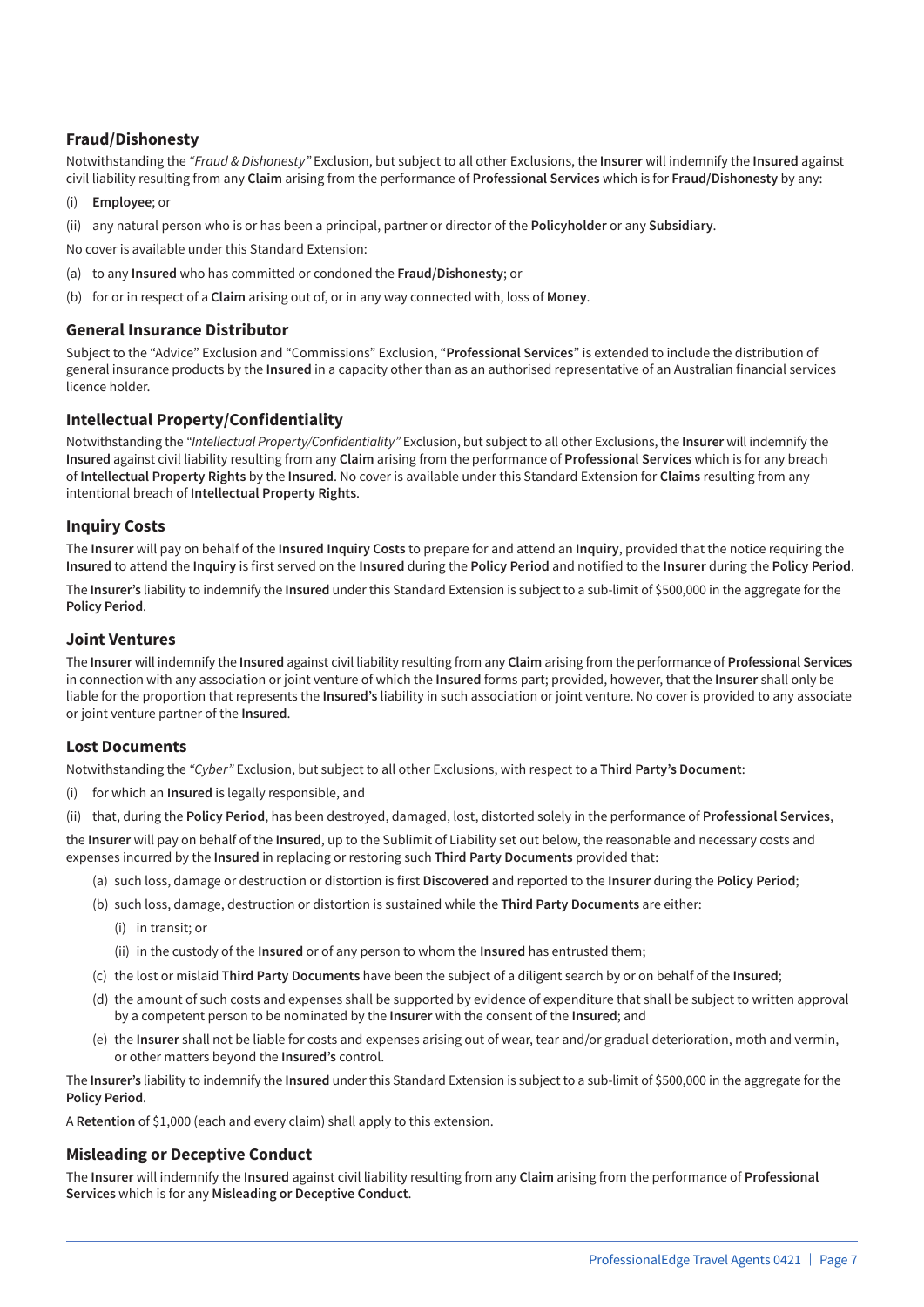### Fraud/Dishonesty

Notwithstanding the *"Fraud & Dishonesty"* Exclusion, but subject to all other Exclusions, the **Insurer** will indemnify the **Insured** against civil liability resulting from any **Claim** arising from the performance of **Professional Services** which is for **Fraud/Dishonesty** by any:

(i) **Employee**; or

(ii) any natural person who is or has been a principal, partner or director of the **Policyholder** or any **Subsidiary**.

No cover is available under this Standard Extension:

(a) to any **Insured** who has committed or condoned the **Fraud/Dishonesty**; or

(b) for or in respect of a **Claim** arising out of, or in any way connected with, loss of **Money**.

### General Insurance Distributor

Subject to the "Advice" Exclusion and "Commissions" Exclusion, "**Professional Services**" is extended to include the distribution of general insurance products by the **Insured** in a capacity other than as an authorised representative of an Australian financial services licence holder.

### Intellectual Property/Confidentiality

Notwithstanding the *"Intellectual Property/Confidentiality"* Exclusion, but subject to all other Exclusions, the **Insurer** will indemnify the **Insured** against civil liability resulting from any **Claim** arising from the performance of **Professional Services** which is for any breach of **Intellectual Property Rights** by the **Insured**. No cover is available under this Standard Extension for **Claims** resulting from any intentional breach of **Intellectual Property Rights**.

### Inquiry Costs

The **Insurer** will pay on behalf of the **Insured Inquiry Costs** to prepare for and attend an **Inquiry**, provided that the notice requiring the **Insured** to attend the **Inquiry** is first served on the **Insured** during the **Policy Period** and notified to the **Insurer** during the **Policy Period**.

The **Insurer's** liability to indemnify the **Insured** under this Standard Extension is subject to a sub-limit of $500,000 in the aggregate for the **Policy Period**.

### Joint Ventures

The **Insurer** will indemnify the **Insured** against civil liability resulting from any **Claim** arising from the performance of **Professional Services** in connection with any association or joint venture of which the **Insured** forms part; provided, however, that the **Insurer** shall only be liable for the proportion that represents the **Insured's** liability in such association or joint venture. No cover is provided to any associate or joint venture partner of the **Insured**.

### Lost Documents

Notwithstanding the *"Cyber"* Exclusion, but subject to all other Exclusions, with respect to a **Third Party's Document**:

(i) for which an **Insured** is legally responsible, and

(ii) that, during the **Policy Period**, has been destroyed, damaged, lost, distorted solely in the performance of **Professional Services**,

the **Insurer** will pay on behalf of the **Insured**, up to the Sublimit of Liability set out below, the reasonable and necessary costs and expenses incurred by the **Insured** in replacing or restoring such **Third Party Documents** provided that:

- (a) such loss, damage or destruction or distortion is first **Discovered** and reported to the **Insurer** during the **Policy Period**;
- (b) such loss, damage, destruction or distortion is sustained while the **Third Party Documents** are either:
  - (i) in transit; or
  - (ii) in the custody of the **Insured** or of any person to whom the **Insured** has entrusted them;
- (c) the lost or mislaid **Third Party Documents** have been the subject of a diligent search by or on behalf of the **Insured**;
- (d) the amount of such costs and expenses shall be supported by evidence of expenditure that shall be subject to written approval by a competent person to be nominated by the **Insurer** with the consent of the **Insured**; and
- (e) the **Insurer** shall not be liable for costs and expenses arising out of wear, tear and/or gradual deterioration, moth and vermin, or other matters beyond the **Insured's** control.

The **Insurer's** liability to indemnify the **Insured** under this Standard Extension is subject to a sub-limit of $500,000 in the aggregate for the **Policy Period**.

A **Retention** of $1,000 (each and every claim) shall apply to this extension.

### Misleading or Deceptive Conduct

The **Insurer** will indemnify the **Insured** against civil liability resulting from any **Claim** arising from the performance of **Professional Services** which is for any **Misleading or Deceptive Conduct**.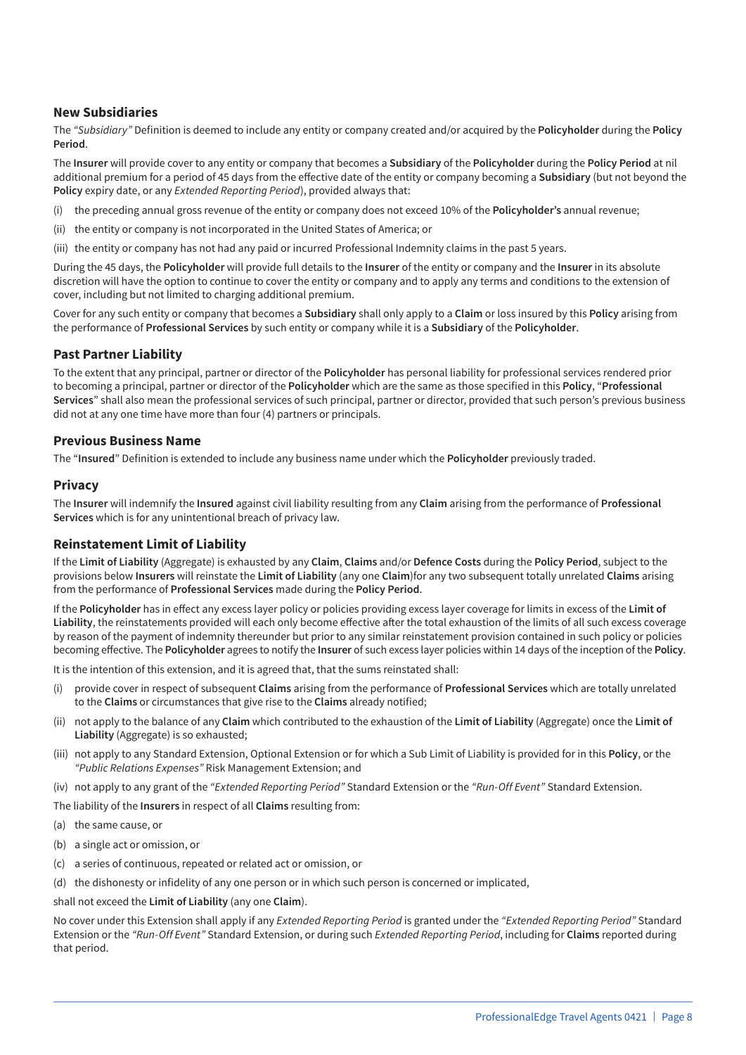### New Subsidiaries

The *"Subsidiary"* Definition is deemed to include any entity or company created and/or acquired by the **Policyholder** during the **Policy Period**.

The **Insurer** will provide cover to any entity or company that becomes a **Subsidiary** of the **Policyholder** during the **Policy Period** at nil additional premium for a period of 45 days from the effective date of the entity or company becoming a **Subsidiary** (but not beyond the **Policy** expiry date, or any *Extended Reporting Period*), provided always that:

(i) the preceding annual gross revenue of the entity or company does not exceed 10% of the **Policyholder's** annual revenue;

(ii) the entity or company is not incorporated in the United States of America; or

(iii) the entity or company has not had any paid or incurred Professional Indemnity claims in the past 5 years.

During the 45 days, the **Policyholder** will provide full details to the **Insurer** of the entity or company and the **Insurer** in its absolute discretion will have the option to continue to cover the entity or company and to apply any terms and conditions to the extension of cover, including but not limited to charging additional premium.

Cover for any such entity or company that becomes a **Subsidiary** shall only apply to a **Claim** or loss insured by this **Policy** arising from the performance of **Professional Services** by such entity or company while it is a **Subsidiary** of the **Policyholder**.

### Past Partner Liability

To the extent that any principal, partner or director of the **Policyholder** has personal liability for professional services rendered prior to becoming a principal, partner or director of the **Policyholder** which are the same as those specified in this **Policy**, "**Professional Services**" shall also mean the professional services of such principal, partner or director, provided that such person's previous business did not at any one time have more than four (4) partners or principals.

### Previous Business Name

The "**Insured**" Definition is extended to include any business name under which the **Policyholder** previously traded.

### Privacy

The **Insurer** will indemnify the **Insured** against civil liability resulting from any **Claim** arising from the performance of **Professional Services** which is for any unintentional breach of privacy law.

### Reinstatement Limit of Liability

If the **Limit of Liability** (Aggregate) is exhausted by any **Claim**, **Claims** and/or **Defence Costs** during the **Policy Period**, subject to the provisions below **Insurers** will reinstate the **Limit of Liability** (any one **Claim**)for any two subsequent totally unrelated **Claims** arising from the performance of **Professional Services** made during the **Policy Period**.

If the **Policyholder** has in effect any excess layer policy or policies providing excess layer coverage for limits in excess of the **Limit of Liability**, the reinstatements provided will each only become effective after the total exhaustion of the limits of all such excess coverage by reason of the payment of indemnity thereunder but prior to any similar reinstatement provision contained in such policy or policies becoming effective. The **Policyholder** agrees to notify the **Insurer** of such excess layer policies within 14 days of the inception of the **Policy**.

It is the intention of this extension, and it is agreed that, that the sums reinstated shall:

(i) provide cover in respect of subsequent **Claims** arising from the performance of **Professional Services** which are totally unrelated to the **Claims** or circumstances that give rise to the **Claims** already notified;

(ii) not apply to the balance of any **Claim** which contributed to the exhaustion of the **Limit of Liability** (Aggregate) once the **Limit of Liability** (Aggregate) is so exhausted;

(iii) not apply to any Standard Extension, Optional Extension or for which a Sub Limit of Liability is provided for in this **Policy**, or the *"Public Relations Expenses"* Risk Management Extension; and

(iv) not apply to any grant of the *"Extended Reporting Period"* Standard Extension or the *"Run-Off Event"* Standard Extension.

The liability of the **Insurers** in respect of all **Claims** resulting from:

(a) the same cause, or

(b) a single act or omission, or

(c) a series of continuous, repeated or related act or omission, or

(d) the dishonesty or infidelity of any one person or in which such person is concerned or implicated,

shall not exceed the **Limit of Liability** (any one **Claim**).

No cover under this Extension shall apply if any *Extended Reporting Period* is granted under the *"Extended Reporting Period"* Standard Extension or the *"Run-Off Event"* Standard Extension, or during such *Extended Reporting Period*, including for **Claims** reported during that period.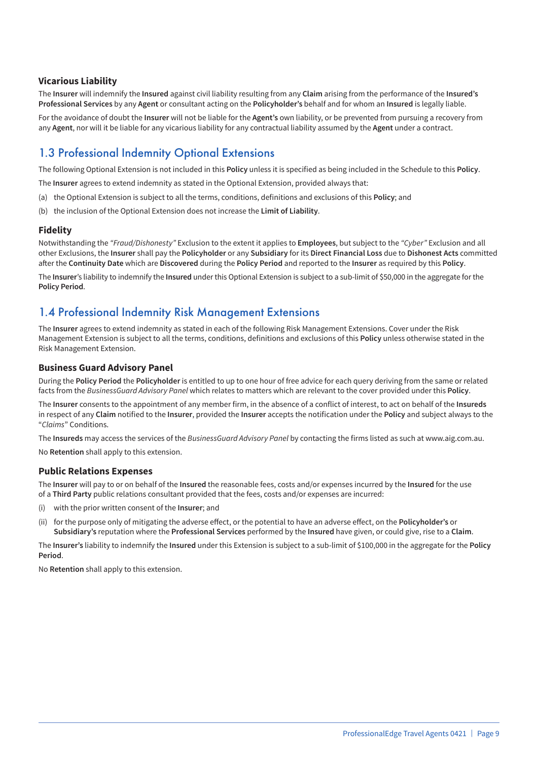### Vicarious Liability

The **Insurer** will indemnify the **Insured** against civil liability resulting from any **Claim** arising from the performance of the **Insured's Professional Services** by any **Agent** or consultant acting on the **Policyholder's** behalf and for whom an **Insured** is legally liable.

For the avoidance of doubt the **Insurer** will not be liable for the **Agent's** own liability, or be prevented from pursuing a recovery from any **Agent**, nor will it be liable for any vicarious liability for any contractual liability assumed by the **Agent** under a contract.

## 1.3 Professional Indemnity Optional Extensions

The following Optional Extension is not included in this **Policy** unless it is specified as being included in the Schedule to this **Policy**.

The **Insurer** agrees to extend indemnity as stated in the Optional Extension, provided always that:

(a) the Optional Extension is subject to all the terms, conditions, definitions and exclusions of this **Policy**; and

(b) the inclusion of the Optional Extension does not increase the **Limit of Liability**.

### Fidelity

Notwithstanding the *"Fraud/Dishonesty"* Exclusion to the extent it applies to **Employees**, but subject to the *"Cyber"* Exclusion and all other Exclusions, the **Insurer** shall pay the **Policyholder** or any **Subsidiary** for its **Direct Financial Loss** due to **Dishonest Acts** committed after the **Continuity Date** which are **Discovered** during the **Policy Period** and reported to the **Insurer** as required by this **Policy**.

The **Insurer**'s liability to indemnify the **Insured** under this Optional Extension is subject to a sub-limit of $50,000 in the aggregate for the **Policy Period**.

## 1.4 Professional Indemnity Risk Management Extensions

The **Insurer** agrees to extend indemnity as stated in each of the following Risk Management Extensions. Cover under the Risk Management Extension is subject to all the terms, conditions, definitions and exclusions of this **Policy** unless otherwise stated in the Risk Management Extension.

### Business Guard Advisory Panel

During the **Policy Period** the **Policyholder** is entitled to up to one hour of free advice for each query deriving from the same or related facts from the *BusinessGuard Advisory Panel* which relates to matters which are relevant to the cover provided under this **Policy**.

The **Insurer** consents to the appointment of any member firm, in the absence of a conflict of interest, to act on behalf of the **Insureds** in respect of any **Claim** notified to the **Insurer**, provided the **Insurer** accepts the notification under the **Policy** and subject always to the "*Claims*" Conditions.

The **Insureds** may access the services of the *BusinessGuard Advisory Panel* by contacting the firms listed as such at www.aig.com.au.

No **Retention** shall apply to this extension.

### Public Relations Expenses

The **Insurer** will pay to or on behalf of the **Insured** the reasonable fees, costs and/or expenses incurred by the **Insured** for the use of a **Third Party** public relations consultant provided that the fees, costs and/or expenses are incurred:

(i) with the prior written consent of the **Insurer**; and

(ii) for the purpose only of mitigating the adverse effect, or the potential to have an adverse effect, on the **Policyholder's** or **Subsidiary's** reputation where the **Professional Services** performed by the **Insured** have given, or could give, rise to a **Claim**.

The **Insurer's** liability to indemnify the **Insured** under this Extension is subject to a sub-limit of $100,000 in the aggregate for the **Policy Period**.

No **Retention** shall apply to this extension.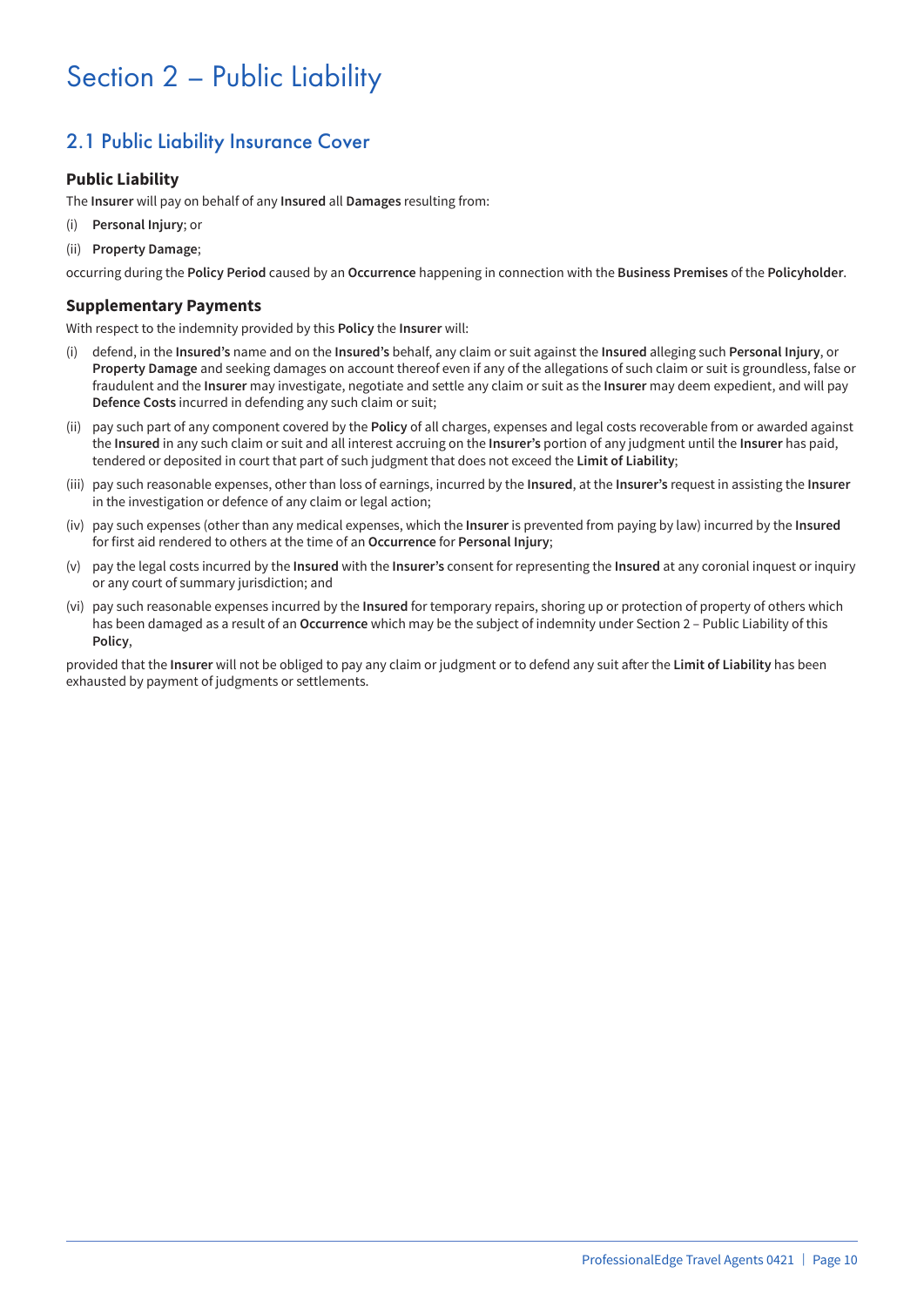# Section 2 – Public Liability

## 2.1 Public Liability Insurance Cover

### Public Liability

The **Insurer** will pay on behalf of any **Insured** all **Damages** resulting from:

(i) **Personal Injury**; or

(ii) **Property Damage**;

occurring during the **Policy Period** caused by an **Occurrence** happening in connection with the **Business Premises** of the **Policyholder**.

### Supplementary Payments

With respect to the indemnity provided by this **Policy** the **Insurer** will:

(i) defend, in the **Insured's** name and on the **Insured's** behalf, any claim or suit against the **Insured** alleging such **Personal Injury**, or **Property Damage** and seeking damages on account thereof even if any of the allegations of such claim or suit is groundless, false or fraudulent and the **Insurer** may investigate, negotiate and settle any claim or suit as the **Insurer** may deem expedient, and will pay **Defence Costs** incurred in defending any such claim or suit;

(ii) pay such part of any component covered by the **Policy** of all charges, expenses and legal costs recoverable from or awarded against the **Insured** in any such claim or suit and all interest accruing on the **Insurer's** portion of any judgment until the **Insurer** has paid, tendered or deposited in court that part of such judgment that does not exceed the **Limit of Liability**;

(iii) pay such reasonable expenses, other than loss of earnings, incurred by the **Insured**, at the **Insurer's** request in assisting the **Insurer** in the investigation or defence of any claim or legal action;

(iv) pay such expenses (other than any medical expenses, which the **Insurer** is prevented from paying by law) incurred by the **Insured** for first aid rendered to others at the time of an **Occurrence** for **Personal Injury**;

(v) pay the legal costs incurred by the **Insured** with the **Insurer's** consent for representing the **Insured** at any coronial inquest or inquiry or any court of summary jurisdiction; and

(vi) pay such reasonable expenses incurred by the **Insured** for temporary repairs, shoring up or protection of property of others which has been damaged as a result of an **Occurrence** which may be the subject of indemnity under Section 2 – Public Liability of this **Policy**,

provided that the **Insurer** will not be obliged to pay any claim or judgment or to defend any suit after the **Limit of Liability** has been exhausted by payment of judgments or settlements.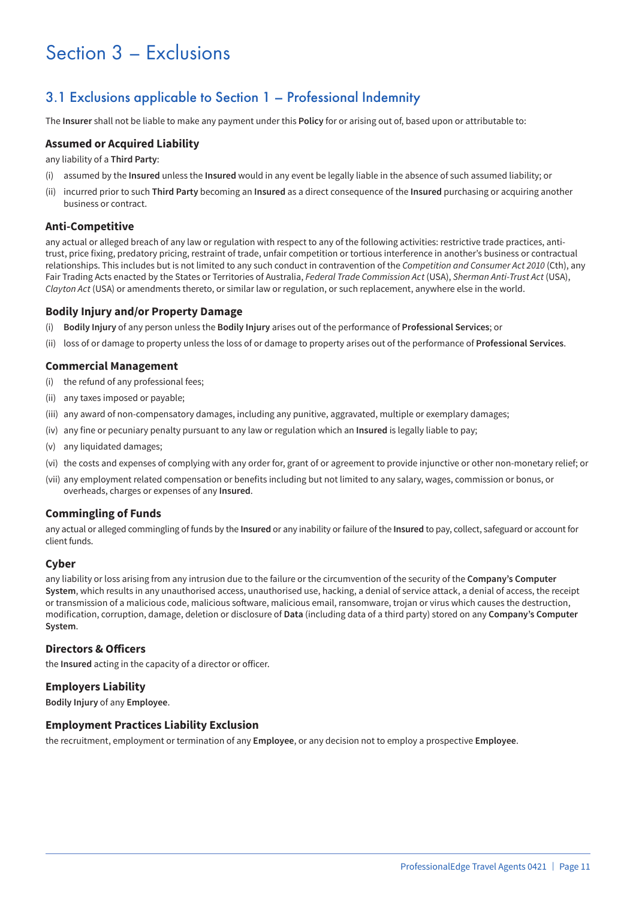# Section 3 – Exclusions

## 3.1 Exclusions applicable to Section 1 – Professional Indemnity

The **Insurer** shall not be liable to make any payment under this **Policy** for or arising out of, based upon or attributable to:

### Assumed or Acquired Liability

any liability of a **Third Party**:

(i) assumed by the **Insured** unless the **Insured** would in any event be legally liable in the absence of such assumed liability; or

(ii) incurred prior to such **Third Party** becoming an **Insured** as a direct consequence of the **Insured** purchasing or acquiring another business or contract.

### Anti-Competitive

any actual or alleged breach of any law or regulation with respect to any of the following activities: restrictive trade practices, anti-trust, price fixing, predatory pricing, restraint of trade, unfair competition or tortious interference in another's business or contractual relationships. This includes but is not limited to any such conduct in contravention of the *Competition and Consumer Act 2010* (Cth), any Fair Trading Acts enacted by the States or Territories of Australia, *Federal Trade Commission Act* (USA), *Sherman Anti-Trust Act* (USA), *Clayton Act* (USA) or amendments thereto, or similar law or regulation, or such replacement, anywhere else in the world.

### Bodily Injury and/or Property Damage

(i) **Bodily Injury** of any person unless the **Bodily Injury** arises out of the performance of **Professional Services**; or

(ii) loss of or damage to property unless the loss of or damage to property arises out of the performance of **Professional Services**.

### Commercial Management

(i) the refund of any professional fees;

(ii) any taxes imposed or payable;

(iii) any award of non-compensatory damages, including any punitive, aggravated, multiple or exemplary damages;

(iv) any fine or pecuniary penalty pursuant to any law or regulation which an **Insured** is legally liable to pay;

(v) any liquidated damages;

(vi) the costs and expenses of complying with any order for, grant of or agreement to provide injunctive or other non-monetary relief; or

(vii) any employment related compensation or benefits including but not limited to any salary, wages, commission or bonus, or overheads, charges or expenses of any **Insured**.

### Commingling of Funds

any actual or alleged commingling of funds by the **Insured** or any inability or failure of the **Insured** to pay, collect, safeguard or account for client funds.

### Cyber

any liability or loss arising from any intrusion due to the failure or the circumvention of the security of the **Company's Computer System**, which results in any unauthorised access, unauthorised use, hacking, a denial of service attack, a denial of access, the receipt or transmission of a malicious code, malicious software, malicious email, ransomware, trojan or virus which causes the destruction, modification, corruption, damage, deletion or disclosure of **Data** (including data of a third party) stored on any **Company's Computer System**.

### Directors & Officers

the **Insured** acting in the capacity of a director or officer.

### Employers Liability

**Bodily Injury** of any **Employee**.

### Employment Practices Liability Exclusion

the recruitment, employment or termination of any **Employee**, or any decision not to employ a prospective **Employee**.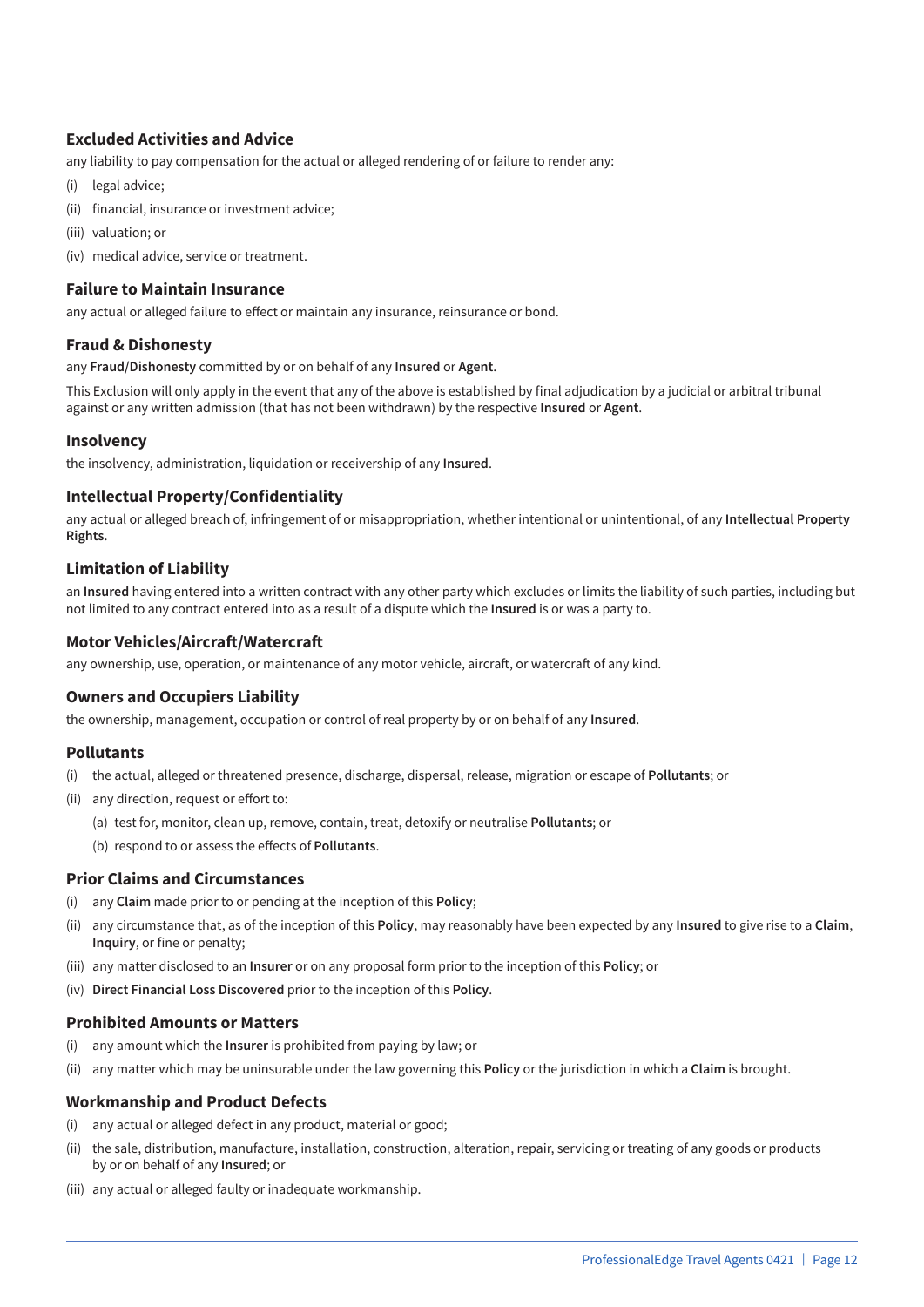### Excluded Activities and Advice

any liability to pay compensation for the actual or alleged rendering of or failure to render any:

(i) legal advice;

(ii) financial, insurance or investment advice;

(iii) valuation; or

(iv) medical advice, service or treatment.

### Failure to Maintain Insurance

any actual or alleged failure to effect or maintain any insurance, reinsurance or bond.

### Fraud & Dishonesty

any **Fraud/Dishonesty** committed by or on behalf of any **Insured** or **Agent**.

This Exclusion will only apply in the event that any of the above is established by final adjudication by a judicial or arbitral tribunal against or any written admission (that has not been withdrawn) by the respective **Insured** or **Agent**.

### Insolvency

the insolvency, administration, liquidation or receivership of any **Insured**.

### Intellectual Property/Confidentiality

any actual or alleged breach of, infringement of or misappropriation, whether intentional or unintentional, of any **Intellectual Property Rights**.

### Limitation of Liability

an **Insured** having entered into a written contract with any other party which excludes or limits the liability of such parties, including but not limited to any contract entered into as a result of a dispute which the **Insured** is or was a party to.

### Motor Vehicles/Aircraft/Watercraft

any ownership, use, operation, or maintenance of any motor vehicle, aircraft, or watercraft of any kind.

### Owners and Occupiers Liability

the ownership, management, occupation or control of real property by or on behalf of any **Insured**.

### Pollutants

(i) the actual, alleged or threatened presence, discharge, dispersal, release, migration or escape of **Pollutants**; or

(ii) any direction, request or effort to:

  (a) test for, monitor, clean up, remove, contain, treat, detoxify or neutralise **Pollutants**; or

  (b) respond to or assess the effects of **Pollutants**.

### Prior Claims and Circumstances

(i) any **Claim** made prior to or pending at the inception of this **Policy**;

(ii) any circumstance that, as of the inception of this **Policy**, may reasonably have been expected by any **Insured** to give rise to a **Claim**, **Inquiry**, or fine or penalty;

(iii) any matter disclosed to an **Insurer** or on any proposal form prior to the inception of this **Policy**; or

(iv) **Direct Financial Loss Discovered** prior to the inception of this **Policy**.

### Prohibited Amounts or Matters

(i) any amount which the **Insurer** is prohibited from paying by law; or

(ii) any matter which may be uninsurable under the law governing this **Policy** or the jurisdiction in which a **Claim** is brought.

### Workmanship and Product Defects

(i) any actual or alleged defect in any product, material or good;

(ii) the sale, distribution, manufacture, installation, construction, alteration, repair, servicing or treating of any goods or products by or on behalf of any **Insured**; or

(iii) any actual or alleged faulty or inadequate workmanship.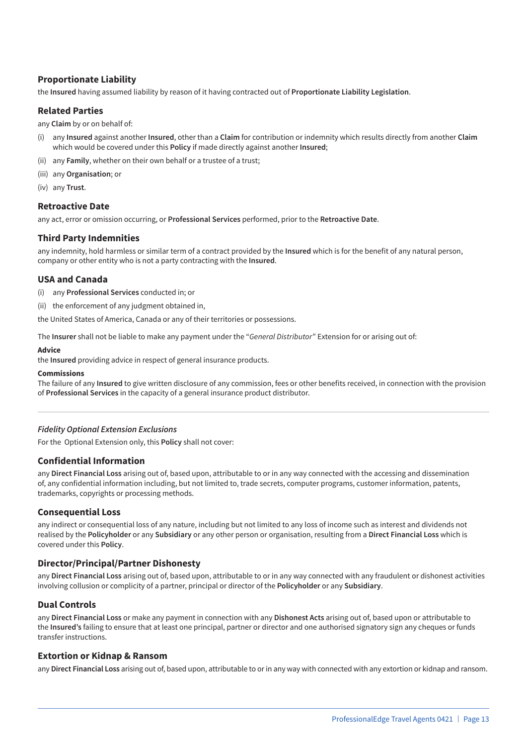### Proportionate Liability

the **Insured** having assumed liability by reason of it having contracted out of **Proportionate Liability Legislation**.

### Related Parties

any **Claim** by or on behalf of:

(i) any **Insured** against another **Insured**, other than a **Claim** for contribution or indemnity which results directly from another **Claim** which would be covered under this **Policy** if made directly against another **Insured**;

(ii) any **Family**, whether on their own behalf or a trustee of a trust;

(iii) any **Organisation**; or

(iv) any **Trust**.

### Retroactive Date

any act, error or omission occurring, or **Professional Services** performed, prior to the **Retroactive Date**.

### Third Party Indemnities

any indemnity, hold harmless or similar term of a contract provided by the **Insured** which is for the benefit of any natural person, company or other entity who is not a party contracting with the **Insured**.

### USA and Canada

(i) any **Professional Services** conducted in; or

(ii) the enforcement of any judgment obtained in,

the United States of America, Canada or any of their territories or possessions.

The **Insurer** shall not be liable to make any payment under the "*General Distributor*" Extension for or arising out of:

**Advice**

the **Insured** providing advice in respect of general insurance products.

**Commissions**

The failure of any **Insured** to give written disclosure of any commission, fees or other benefits received, in connection with the provision of **Professional Services** in the capacity of a general insurance product distributor.

---

*Fidelity Optional Extension Exclusions*

For the Optional Extension only, this **Policy** shall not cover:

### Confidential Information

any **Direct Financial Loss** arising out of, based upon, attributable to or in any way connected with the accessing and dissemination of, any confidential information including, but not limited to, trade secrets, computer programs, customer information, patents, trademarks, copyrights or processing methods.

### Consequential Loss

any indirect or consequential loss of any nature, including but not limited to any loss of income such as interest and dividends not realised by the **Policyholder** or any **Subsidiary** or any other person or organisation, resulting from a **Direct Financial Loss** which is covered under this **Policy**.

### Director/Principal/Partner Dishonesty

any **Direct Financial Loss** arising out of, based upon, attributable to or in any way connected with any fraudulent or dishonest activities involving collusion or complicity of a partner, principal or director of the **Policyholder** or any **Subsidiary**.

### Dual Controls

any **Direct Financial Loss** or make any payment in connection with any **Dishonest Acts** arising out of, based upon or attributable to the **Insured's** failing to ensure that at least one principal, partner or director and one authorised signatory sign any cheques or funds transfer instructions.

### Extortion or Kidnap & Ransom

any **Direct Financial Loss** arising out of, based upon, attributable to or in any way with connected with any extortion or kidnap and ransom.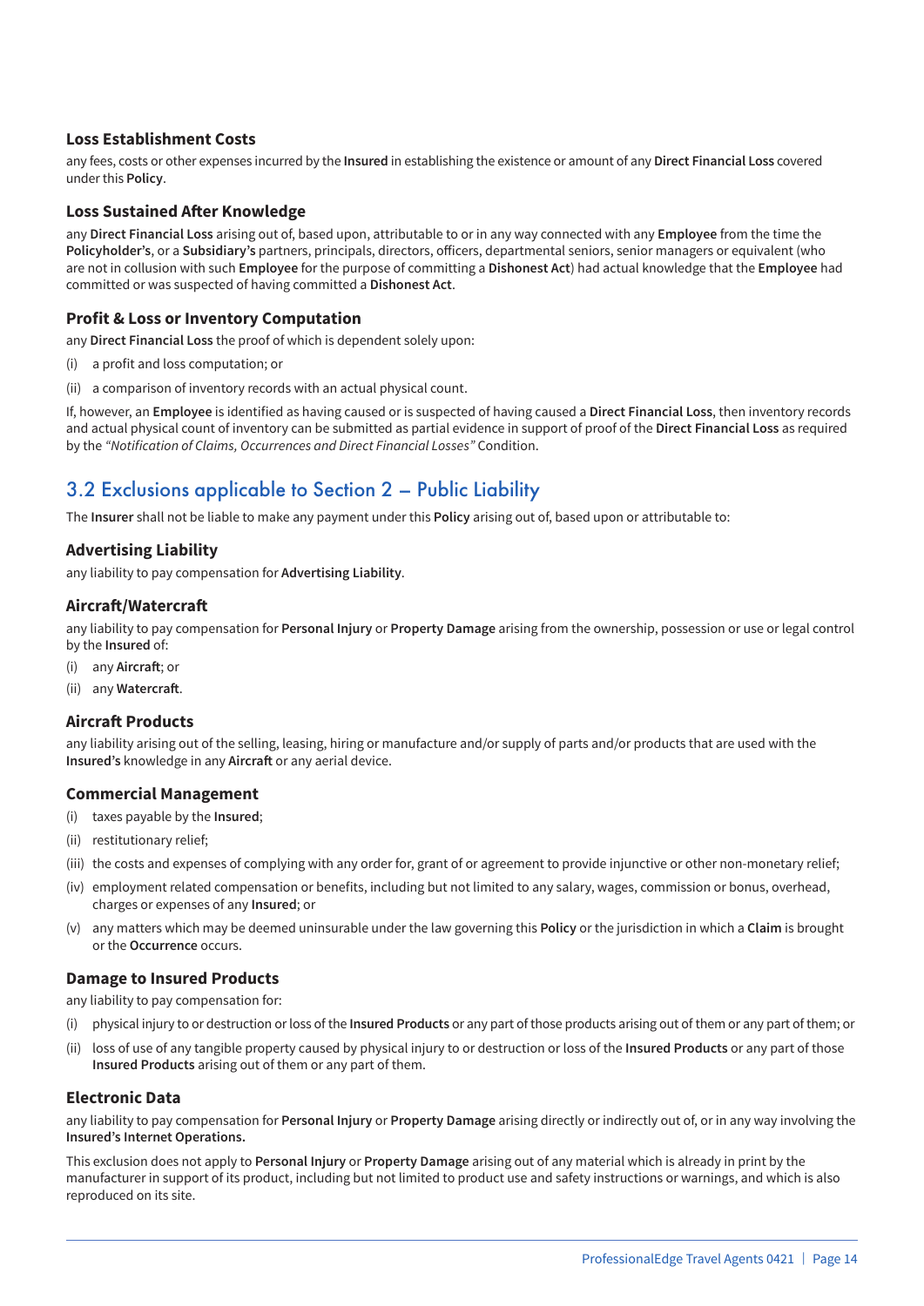### Loss Establishment Costs

any fees, costs or other expenses incurred by the **Insured** in establishing the existence or amount of any **Direct Financial Loss** covered under this **Policy**.

### Loss Sustained After Knowledge

any **Direct Financial Loss** arising out of, based upon, attributable to or in any way connected with any **Employee** from the time the **Policyholder's**, or a **Subsidiary's** partners, principals, directors, officers, departmental seniors, senior managers or equivalent (who are not in collusion with such **Employee** for the purpose of committing a **Dishonest Act**) had actual knowledge that the **Employee** had committed or was suspected of having committed a **Dishonest Act**.

### Profit & Loss or Inventory Computation

any **Direct Financial Loss** the proof of which is dependent solely upon:

(i) a profit and loss computation; or

(ii) a comparison of inventory records with an actual physical count.

If, however, an **Employee** is identified as having caused or is suspected of having caused a **Direct Financial Loss**, then inventory records and actual physical count of inventory can be submitted as partial evidence in support of proof of the **Direct Financial Loss** as required by the *"Notification of Claims, Occurrences and Direct Financial Losses"* Condition.

## 3.2 Exclusions applicable to Section 2 – Public Liability

The **Insurer** shall not be liable to make any payment under this **Policy** arising out of, based upon or attributable to:

### Advertising Liability

any liability to pay compensation for **Advertising Liability**.

### Aircraft/Watercraft

any liability to pay compensation for **Personal Injury** or **Property Damage** arising from the ownership, possession or use or legal control by the **Insured** of:

(i) any **Aircraft**; or

(ii) any **Watercraft**.

### Aircraft Products

any liability arising out of the selling, leasing, hiring or manufacture and/or supply of parts and/or products that are used with the **Insured's** knowledge in any **Aircraft** or any aerial device.

### Commercial Management

(i) taxes payable by the **Insured**;

(ii) restitutionary relief;

(iii) the costs and expenses of complying with any order for, grant of or agreement to provide injunctive or other non-monetary relief;

(iv) employment related compensation or benefits, including but not limited to any salary, wages, commission or bonus, overhead, charges or expenses of any **Insured**; or

(v) any matters which may be deemed uninsurable under the law governing this **Policy** or the jurisdiction in which a **Claim** is brought or the **Occurrence** occurs.

### Damage to Insured Products

any liability to pay compensation for:

(i) physical injury to or destruction or loss of the **Insured Products** or any part of those products arising out of them or any part of them; or

(ii) loss of use of any tangible property caused by physical injury to or destruction or loss of the **Insured Products** or any part of those **Insured Products** arising out of them or any part of them.

### Electronic Data

any liability to pay compensation for **Personal Injury** or **Property Damage** arising directly or indirectly out of, or in any way involving the **Insured's Internet Operations.**

This exclusion does not apply to **Personal Injury** or **Property Damage** arising out of any material which is already in print by the manufacturer in support of its product, including but not limited to product use and safety instructions or warnings, and which is also reproduced on its site.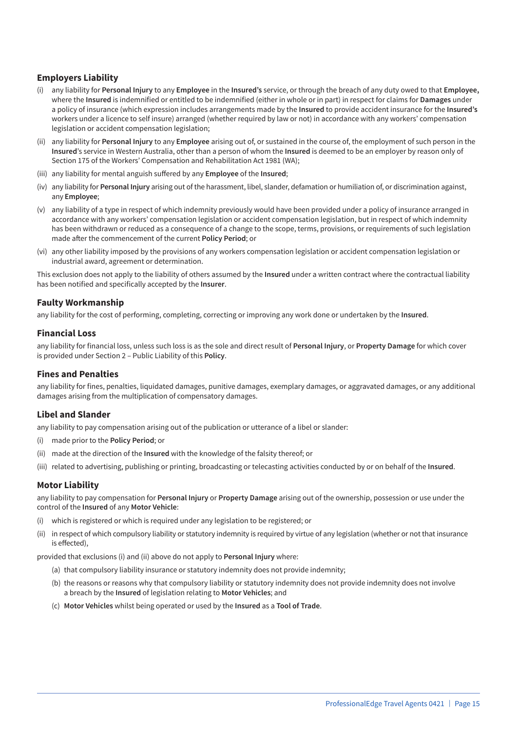### Employers Liability

(i) any liability for **Personal Injury** to any **Employee** in the **Insured's** service, or through the breach of any duty owed to that **Employee,** where the **Insured** is indemnified or entitled to be indemnified (either in whole or in part) in respect for claims for **Damages** under a policy of insurance (which expression includes arrangements made by the **Insured** to provide accident insurance for the **Insured's** workers under a licence to self insure) arranged (whether required by law or not) in accordance with any workers' compensation legislation or accident compensation legislation;

(ii) any liability for **Personal Injury** to any **Employee** arising out of, or sustained in the course of, the employment of such person in the **Insured**'s service in Western Australia, other than a person of whom the **Insured** is deemed to be an employer by reason only of Section 175 of the Workers' Compensation and Rehabilitation Act 1981 (WA);

(iii) any liability for mental anguish suffered by any **Employee** of the **Insured**;

(iv) any liability for **Personal Injury** arising out of the harassment, libel, slander, defamation or humiliation of, or discrimination against, any **Employee**;

(v) any liability of a type in respect of which indemnity previously would have been provided under a policy of insurance arranged in accordance with any workers' compensation legislation or accident compensation legislation, but in respect of which indemnity has been withdrawn or reduced as a consequence of a change to the scope, terms, provisions, or requirements of such legislation made after the commencement of the current **Policy Period**; or

(vi) any other liability imposed by the provisions of any workers compensation legislation or accident compensation legislation or industrial award, agreement or determination.

This exclusion does not apply to the liability of others assumed by the **Insured** under a written contract where the contractual liability has been notified and specifically accepted by the **Insurer**.

### Faulty Workmanship

any liability for the cost of performing, completing, correcting or improving any work done or undertaken by the **Insured**.

### Financial Loss

any liability for financial loss, unless such loss is as the sole and direct result of **Personal Injury**, or **Property Damage** for which cover is provided under Section 2 – Public Liability of this **Policy**.

### Fines and Penalties

any liability for fines, penalties, liquidated damages, punitive damages, exemplary damages, or aggravated damages, or any additional damages arising from the multiplication of compensatory damages.

### Libel and Slander

any liability to pay compensation arising out of the publication or utterance of a libel or slander:

(i) made prior to the **Policy Period**; or

(ii) made at the direction of the **Insured** with the knowledge of the falsity thereof; or

(iii) related to advertising, publishing or printing, broadcasting or telecasting activities conducted by or on behalf of the **Insured**.

### Motor Liability

any liability to pay compensation for **Personal Injury** or **Property Damage** arising out of the ownership, possession or use under the control of the **Insured** of any **Motor Vehicle**:

(i) which is registered or which is required under any legislation to be registered; or

(ii) in respect of which compulsory liability or statutory indemnity is required by virtue of any legislation (whether or not that insurance is effected),

provided that exclusions (i) and (ii) above do not apply to **Personal Injury** where:

(a) that compulsory liability insurance or statutory indemnity does not provide indemnity;

(b) the reasons or reasons why that compulsory liability or statutory indemnity does not provide indemnity does not involve a breach by the **Insured** of legislation relating to **Motor Vehicles**; and

(c) **Motor Vehicles** whilst being operated or used by the **Insured** as a **Tool of Trade**.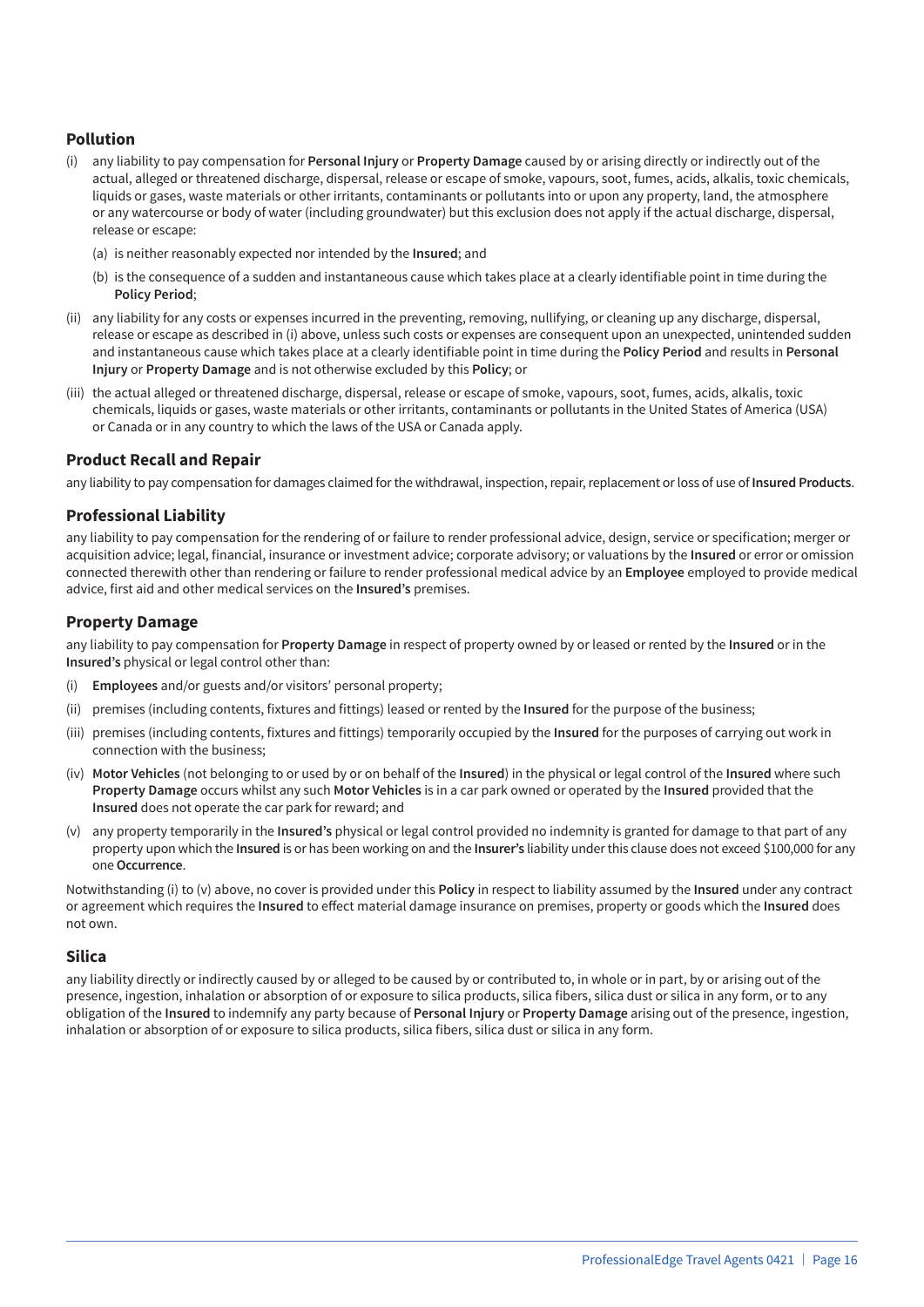### Pollution

(i) any liability to pay compensation for **Personal Injury** or **Property Damage** caused by or arising directly or indirectly out of the actual, alleged or threatened discharge, dispersal, release or escape of smoke, vapours, soot, fumes, acids, alkalis, toxic chemicals, liquids or gases, waste materials or other irritants, contaminants or pollutants into or upon any property, land, the atmosphere or any watercourse or body of water (including groundwater) but this exclusion does not apply if the actual discharge, dispersal, release or escape:

  (a) is neither reasonably expected nor intended by the **Insured**; and

  (b) is the consequence of a sudden and instantaneous cause which takes place at a clearly identifiable point in time during the **Policy Period**;

(ii) any liability for any costs or expenses incurred in the preventing, removing, nullifying, or cleaning up any discharge, dispersal, release or escape as described in (i) above, unless such costs or expenses are consequent upon an unexpected, unintended sudden and instantaneous cause which takes place at a clearly identifiable point in time during the **Policy Period** and results in **Personal Injury** or **Property Damage** and is not otherwise excluded by this **Policy**; or

(iii) the actual alleged or threatened discharge, dispersal, release or escape of smoke, vapours, soot, fumes, acids, alkalis, toxic chemicals, liquids or gases, waste materials or other irritants, contaminants or pollutants in the United States of America (USA) or Canada or in any country to which the laws of the USA or Canada apply.

### Product Recall and Repair

any liability to pay compensation for damages claimed for the withdrawal, inspection, repair, replacement or loss of use of **Insured Products**.

### Professional Liability

any liability to pay compensation for the rendering of or failure to render professional advice, design, service or specification; merger or acquisition advice; legal, financial, insurance or investment advice; corporate advisory; or valuations by the **Insured** or error or omission connected therewith other than rendering or failure to render professional medical advice by an **Employee** employed to provide medical advice, first aid and other medical services on the **Insured's** premises.

### Property Damage

any liability to pay compensation for **Property Damage** in respect of property owned by or leased or rented by the **Insured** or in the **Insured's** physical or legal control other than:

(i) **Employees** and/or guests and/or visitors' personal property;

(ii) premises (including contents, fixtures and fittings) leased or rented by the **Insured** for the purpose of the business;

(iii) premises (including contents, fixtures and fittings) temporarily occupied by the **Insured** for the purposes of carrying out work in connection with the business;

(iv) **Motor Vehicles** (not belonging to or used by or on behalf of the **Insured**) in the physical or legal control of the **Insured** where such **Property Damage** occurs whilst any such **Motor Vehicles** is in a car park owned or operated by the **Insured** provided that the **Insured** does not operate the car park for reward; and

(v) any property temporarily in the **Insured's** physical or legal control provided no indemnity is granted for damage to that part of any property upon which the **Insured** is or has been working on and the **Insurer's** liability under this clause does not exceed $100,000 for any one **Occurrence**.

Notwithstanding (i) to (v) above, no cover is provided under this **Policy** in respect to liability assumed by the **Insured** under any contract or agreement which requires the **Insured** to effect material damage insurance on premises, property or goods which the **Insured** does not own.

### Silica

any liability directly or indirectly caused by or alleged to be caused by or contributed to, in whole or in part, by or arising out of the presence, ingestion, inhalation or absorption of or exposure to silica products, silica fibers, silica dust or silica in any form, or to any obligation of the **Insured** to indemnify any party because of **Personal Injury** or **Property Damage** arising out of the presence, ingestion, inhalation or absorption of or exposure to silica products, silica fibers, silica dust or silica in any form.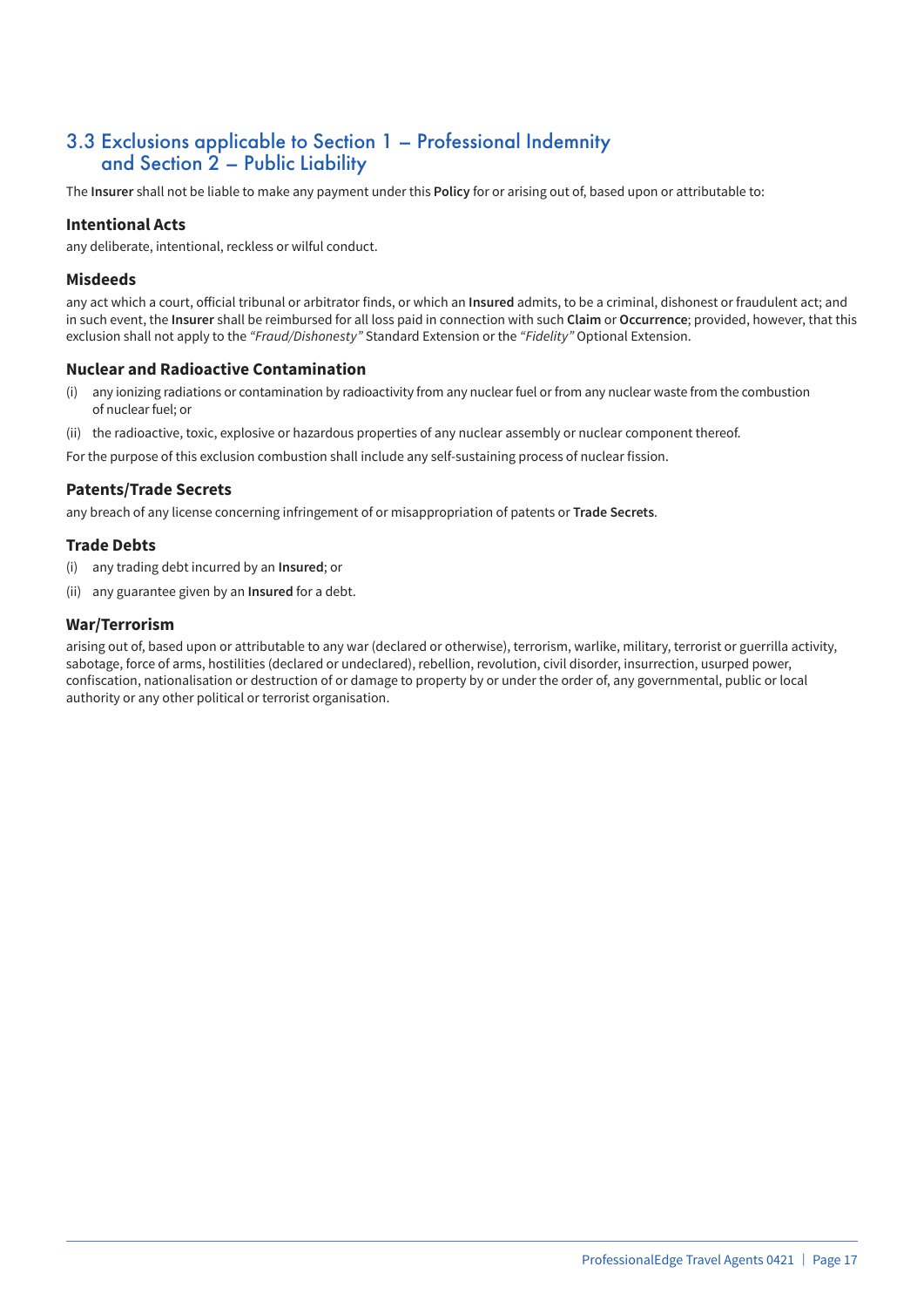## 3.3 Exclusions applicable to Section 1 – Professional Indemnity and Section 2 – Public Liability

The **Insurer** shall not be liable to make any payment under this **Policy** for or arising out of, based upon or attributable to:

### Intentional Acts

any deliberate, intentional, reckless or wilful conduct.

### Misdeeds

any act which a court, official tribunal or arbitrator finds, or which an **Insured** admits, to be a criminal, dishonest or fraudulent act; and in such event, the **Insurer** shall be reimbursed for all loss paid in connection with such **Claim** or **Occurrence**; provided, however, that this exclusion shall not apply to the *"Fraud/Dishonesty"* Standard Extension or the *"Fidelity"* Optional Extension.

### Nuclear and Radioactive Contamination

(i) any ionizing radiations or contamination by radioactivity from any nuclear fuel or from any nuclear waste from the combustion of nuclear fuel; or

(ii) the radioactive, toxic, explosive or hazardous properties of any nuclear assembly or nuclear component thereof.

For the purpose of this exclusion combustion shall include any self-sustaining process of nuclear fission.

### Patents/Trade Secrets

any breach of any license concerning infringement of or misappropriation of patents or **Trade Secrets**.

### Trade Debts

(i) any trading debt incurred by an **Insured**; or

(ii) any guarantee given by an **Insured** for a debt.

### War/Terrorism

arising out of, based upon or attributable to any war (declared or otherwise), terrorism, warlike, military, terrorist or guerrilla activity, sabotage, force of arms, hostilities (declared or undeclared), rebellion, revolution, civil disorder, insurrection, usurped power, confiscation, nationalisation or destruction of or damage to property by or under the order of, any governmental, public or local authority or any other political or terrorist organisation.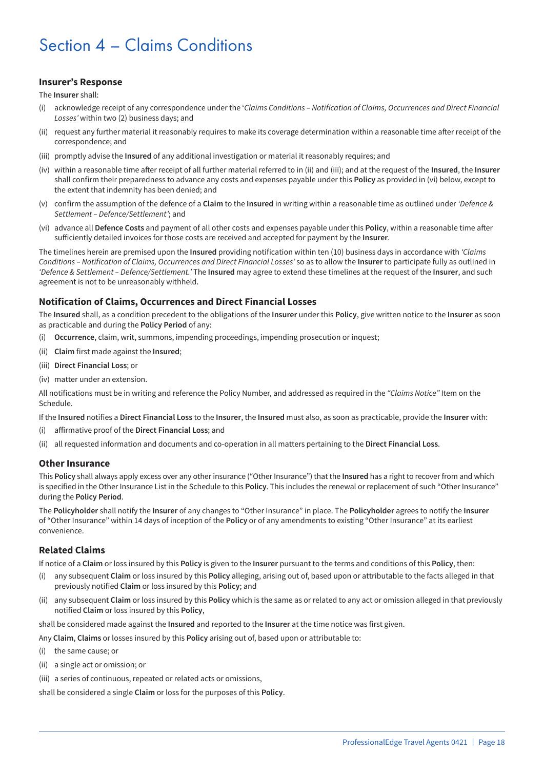# Section 4 – Claims Conditions

### Insurer's Response

The **Insurer** shall:

(i) acknowledge receipt of any correspondence under the '*Claims Conditions – Notification of Claims, Occurrences and Direct Financial Losses'* within two (2) business days; and

(ii) request any further material it reasonably requires to make its coverage determination within a reasonable time after receipt of the correspondence; and

(iii) promptly advise the **Insured** of any additional investigation or material it reasonably requires; and

(iv) within a reasonable time after receipt of all further material referred to in (ii) and (iii); and at the request of the **Insured**, the **Insurer** shall confirm their preparedness to advance any costs and expenses payable under this **Policy** as provided in (vi) below, except to the extent that indemnity has been denied; and

(v) confirm the assumption of the defence of a **Claim** to the **Insured** in writing within a reasonable time as outlined under *'Defence & Settlement – Defence/Settlement'*; and

(vi) advance all **Defence Costs** and payment of all other costs and expenses payable under this **Policy**, within a reasonable time after sufficiently detailed invoices for those costs are received and accepted for payment by the **Insurer**.

The timelines herein are premised upon the **Insured** providing notification within ten (10) business days in accordance with *'Claims Conditions – Notification of Claims, Occurrences and Direct Financial Losses'* so as to allow the **Insurer** to participate fully as outlined in *'Defence & Settlement – Defence/Settlement.'* The **Insured** may agree to extend these timelines at the request of the **Insurer**, and such agreement is not to be unreasonably withheld.

### Notification of Claims, Occurrences and Direct Financial Losses

The **Insured** shall, as a condition precedent to the obligations of the **Insurer** under this **Policy**, give written notice to the **Insurer** as soon as practicable and during the **Policy Period** of any:

(i) **Occurrence**, claim, writ, summons, impending proceedings, impending prosecution or inquest;

(ii) **Claim** first made against the **Insured**;

(iii) **Direct Financial Loss**; or

(iv) matter under an extension.

All notifications must be in writing and reference the Policy Number, and addressed as required in the *"Claims Notice"* Item on the Schedule.

If the **Insured** notifies a **Direct Financial Loss** to the **Insurer**, the **Insured** must also, as soon as practicable, provide the **Insurer** with:

(i) affirmative proof of the **Direct Financial Loss**; and

(ii) all requested information and documents and co-operation in all matters pertaining to the **Direct Financial Loss**.

### Other Insurance

This **Policy** shall always apply excess over any other insurance ("Other Insurance") that the **Insured** has a right to recover from and which is specified in the Other Insurance List in the Schedule to this **Policy**. This includes the renewal or replacement of such "Other Insurance" during the **Policy Period**.

The **Policyholder** shall notify the **Insurer** of any changes to "Other Insurance" in place. The **Policyholder** agrees to notify the **Insurer** of "Other Insurance" within 14 days of inception of the **Policy** or of any amendments to existing "Other Insurance" at its earliest convenience.

### Related Claims

If notice of a **Claim** or loss insured by this **Policy** is given to the **Insurer** pursuant to the terms and conditions of this **Policy**, then:

(i) any subsequent **Claim** or loss insured by this **Policy** alleging, arising out of, based upon or attributable to the facts alleged in that previously notified **Claim** or loss insured by this **Policy**; and

(ii) any subsequent **Claim** or loss insured by this **Policy** which is the same as or related to any act or omission alleged in that previously notified **Claim** or loss insured by this **Policy**,

shall be considered made against the **Insured** and reported to the **Insurer** at the time notice was first given.

Any **Claim**, **Claims** or losses insured by this **Policy** arising out of, based upon or attributable to:

(i) the same cause; or

(ii) a single act or omission; or

(iii) a series of continuous, repeated or related acts or omissions,

shall be considered a single **Claim** or loss for the purposes of this **Policy**.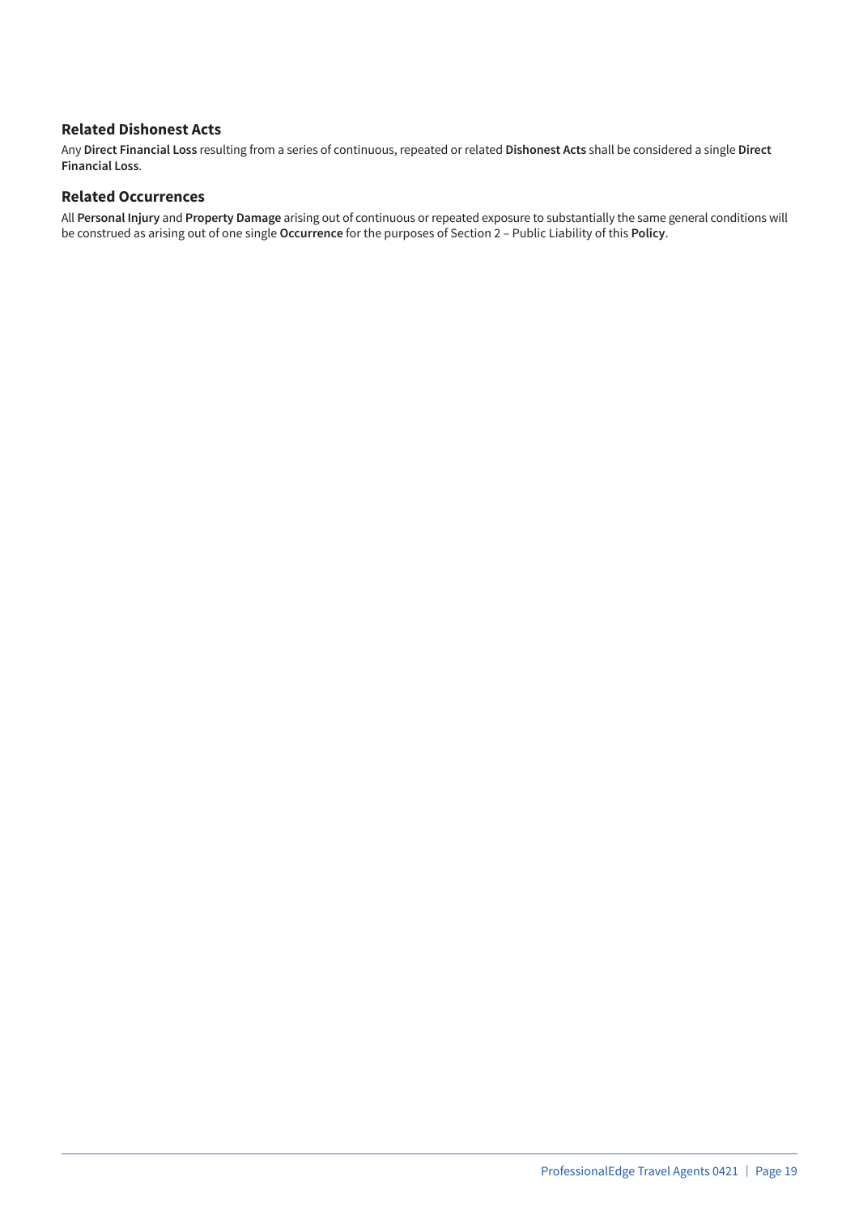### Related Dishonest Acts

Any **Direct Financial Loss** resulting from a series of continuous, repeated or related **Dishonest Acts** shall be considered a single **Direct Financial Loss**.

### Related Occurrences

All **Personal Injury** and **Property Damage** arising out of continuous or repeated exposure to substantially the same general conditions will be construed as arising out of one single **Occurrence** for the purposes of Section 2 – Public Liability of this **Policy**.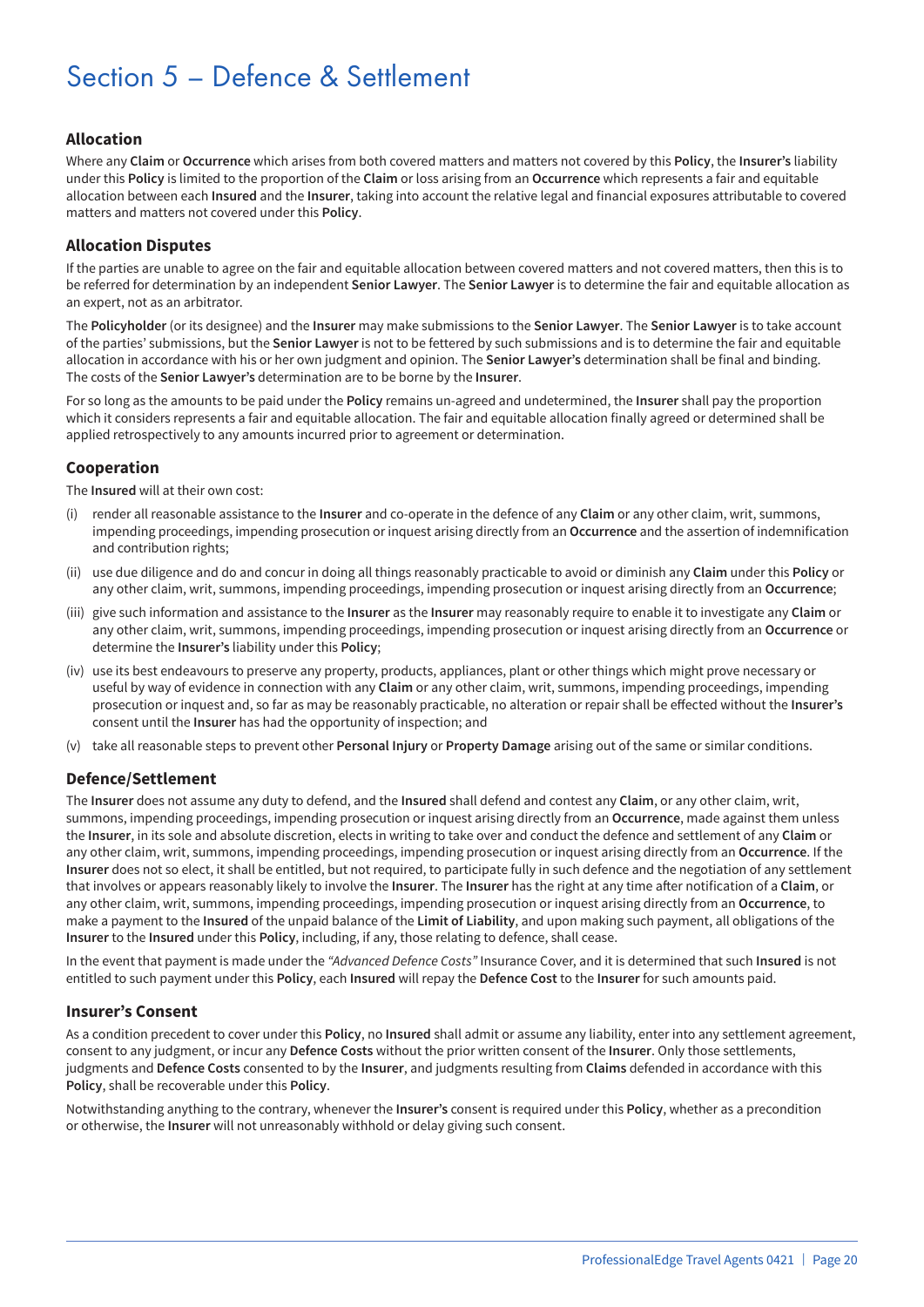# Section 5 – Defence & Settlement

### Allocation

Where any **Claim** or **Occurrence** which arises from both covered matters and matters not covered by this **Policy**, the **Insurer's** liability under this **Policy** is limited to the proportion of the **Claim** or loss arising from an **Occurrence** which represents a fair and equitable allocation between each **Insured** and the **Insurer**, taking into account the relative legal and financial exposures attributable to covered matters and matters not covered under this **Policy**.

### Allocation Disputes

If the parties are unable to agree on the fair and equitable allocation between covered matters and not covered matters, then this is to be referred for determination by an independent **Senior Lawyer**. The **Senior Lawyer** is to determine the fair and equitable allocation as an expert, not as an arbitrator.

The **Policyholder** (or its designee) and the **Insurer** may make submissions to the **Senior Lawyer**. The **Senior Lawyer** is to take account of the parties' submissions, but the **Senior Lawyer** is not to be fettered by such submissions and is to determine the fair and equitable allocation in accordance with his or her own judgment and opinion. The **Senior Lawyer's** determination shall be final and binding. The costs of the **Senior Lawyer's** determination are to be borne by the **Insurer**.

For so long as the amounts to be paid under the **Policy** remains un-agreed and undetermined, the **Insurer** shall pay the proportion which it considers represents a fair and equitable allocation. The fair and equitable allocation finally agreed or determined shall be applied retrospectively to any amounts incurred prior to agreement or determination.

### Cooperation

The **Insured** will at their own cost:

(i) render all reasonable assistance to the **Insurer** and co-operate in the defence of any **Claim** or any other claim, writ, summons, impending proceedings, impending prosecution or inquest arising directly from an **Occurrence** and the assertion of indemnification and contribution rights;

(ii) use due diligence and do and concur in doing all things reasonably practicable to avoid or diminish any **Claim** under this **Policy** or any other claim, writ, summons, impending proceedings, impending prosecution or inquest arising directly from an **Occurrence**;

(iii) give such information and assistance to the **Insurer** as the **Insurer** may reasonably require to enable it to investigate any **Claim** or any other claim, writ, summons, impending proceedings, impending prosecution or inquest arising directly from an **Occurrence** or determine the **Insurer's** liability under this **Policy**;

(iv) use its best endeavours to preserve any property, products, appliances, plant or other things which might prove necessary or useful by way of evidence in connection with any **Claim** or any other claim, writ, summons, impending proceedings, impending prosecution or inquest and, so far as may be reasonably practicable, no alteration or repair shall be effected without the **Insurer's** consent until the **Insurer** has had the opportunity of inspection; and

(v) take all reasonable steps to prevent other **Personal Injury** or **Property Damage** arising out of the same or similar conditions.

### Defence/Settlement

The **Insurer** does not assume any duty to defend, and the **Insured** shall defend and contest any **Claim**, or any other claim, writ, summons, impending proceedings, impending prosecution or inquest arising directly from an **Occurrence**, made against them unless the **Insurer**, in its sole and absolute discretion, elects in writing to take over and conduct the defence and settlement of any **Claim** or any other claim, writ, summons, impending proceedings, impending prosecution or inquest arising directly from an **Occurrence**. If the **Insurer** does not so elect, it shall be entitled, but not required, to participate fully in such defence and the negotiation of any settlement that involves or appears reasonably likely to involve the **Insurer**. The **Insurer** has the right at any time after notification of a **Claim**, or any other claim, writ, summons, impending proceedings, impending prosecution or inquest arising directly from an **Occurrence**, to make a payment to the **Insured** of the unpaid balance of the **Limit of Liability**, and upon making such payment, all obligations of the **Insurer** to the **Insured** under this **Policy**, including, if any, those relating to defence, shall cease.

In the event that payment is made under the *"Advanced Defence Costs"* Insurance Cover, and it is determined that such **Insured** is not entitled to such payment under this **Policy**, each **Insured** will repay the **Defence Cost** to the **Insurer** for such amounts paid.

### Insurer's Consent

As a condition precedent to cover under this **Policy**, no **Insured** shall admit or assume any liability, enter into any settlement agreement, consent to any judgment, or incur any **Defence Costs** without the prior written consent of the **Insurer**. Only those settlements, judgments and **Defence Costs** consented to by the **Insurer**, and judgments resulting from **Claims** defended in accordance with this **Policy**, shall be recoverable under this **Policy**.

Notwithstanding anything to the contrary, whenever the **Insurer's** consent is required under this **Policy**, whether as a precondition or otherwise, the **Insurer** will not unreasonably withhold or delay giving such consent.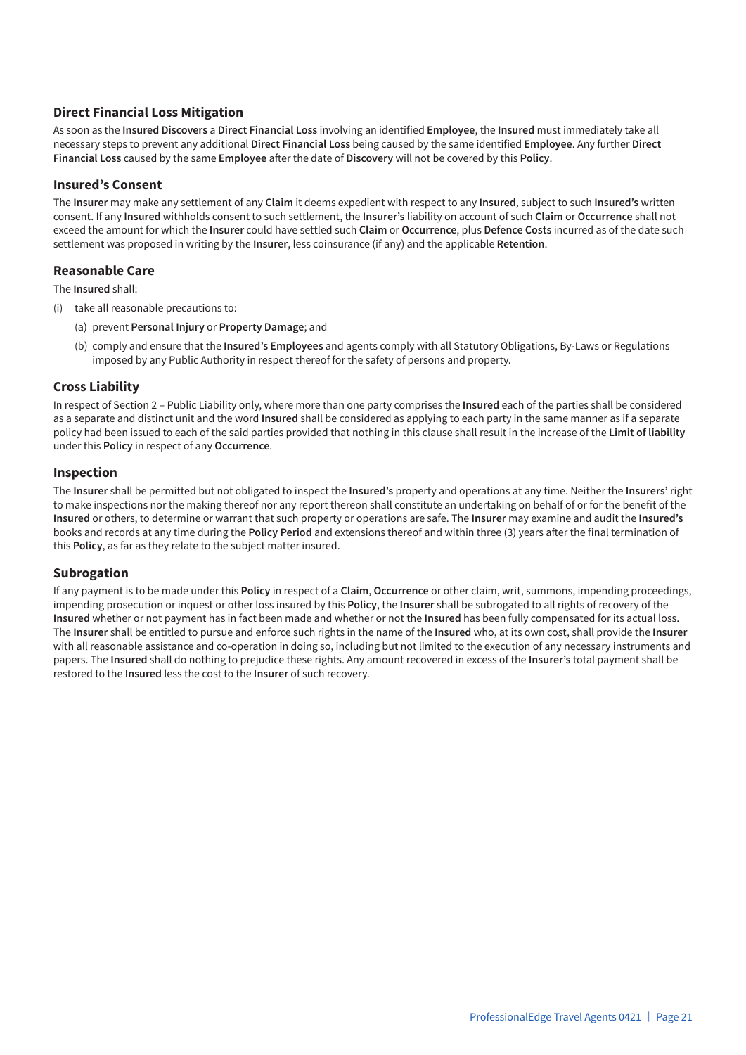## Direct Financial Loss Mitigation

As soon as the **Insured Discovers** a **Direct Financial Loss** involving an identified **Employee**, the **Insured** must immediately take all necessary steps to prevent any additional **Direct Financial Loss** being caused by the same identified **Employee**. Any further **Direct Financial Loss** caused by the same **Employee** after the date of **Discovery** will not be covered by this **Policy**.

## Insured's Consent

The **Insurer** may make any settlement of any **Claim** it deems expedient with respect to any **Insured**, subject to such **Insured's** written consent. If any **Insured** withholds consent to such settlement, the **Insurer's** liability on account of such **Claim** or **Occurrence** shall not exceed the amount for which the **Insurer** could have settled such **Claim** or **Occurrence**, plus **Defence Costs** incurred as of the date such settlement was proposed in writing by the **Insurer**, less coinsurance (if any) and the applicable **Retention**.

## Reasonable Care

The **Insured** shall:

(i) take all reasonable precautions to:

  (a) prevent **Personal Injury** or **Property Damage**; and

  (b) comply and ensure that the **Insured's Employees** and agents comply with all Statutory Obligations, By-Laws or Regulations imposed by any Public Authority in respect thereof for the safety of persons and property.

## Cross Liability

In respect of Section 2 – Public Liability only, where more than one party comprises the **Insured** each of the parties shall be considered as a separate and distinct unit and the word **Insured** shall be considered as applying to each party in the same manner as if a separate policy had been issued to each of the said parties provided that nothing in this clause shall result in the increase of the **Limit of liability** under this **Policy** in respect of any **Occurrence**.

## Inspection

The **Insurer** shall be permitted but not obligated to inspect the **Insured's** property and operations at any time. Neither the **Insurers'** right to make inspections nor the making thereof nor any report thereon shall constitute an undertaking on behalf of or for the benefit of the **Insured** or others, to determine or warrant that such property or operations are safe. The **Insurer** may examine and audit the **Insured's** books and records at any time during the **Policy Period** and extensions thereof and within three (3) years after the final termination of this **Policy**, as far as they relate to the subject matter insured.

## Subrogation

If any payment is to be made under this **Policy** in respect of a **Claim**, **Occurrence** or other claim, writ, summons, impending proceedings, impending prosecution or inquest or other loss insured by this **Policy**, the **Insurer** shall be subrogated to all rights of recovery of the **Insured** whether or not payment has in fact been made and whether or not the **Insured** has been fully compensated for its actual loss. The **Insurer** shall be entitled to pursue and enforce such rights in the name of the **Insured** who, at its own cost, shall provide the **Insurer** with all reasonable assistance and co-operation in doing so, including but not limited to the execution of any necessary instruments and papers. The **Insured** shall do nothing to prejudice these rights. Any amount recovered in excess of the **Insurer's** total payment shall be restored to the **Insured** less the cost to the **Insurer** of such recovery.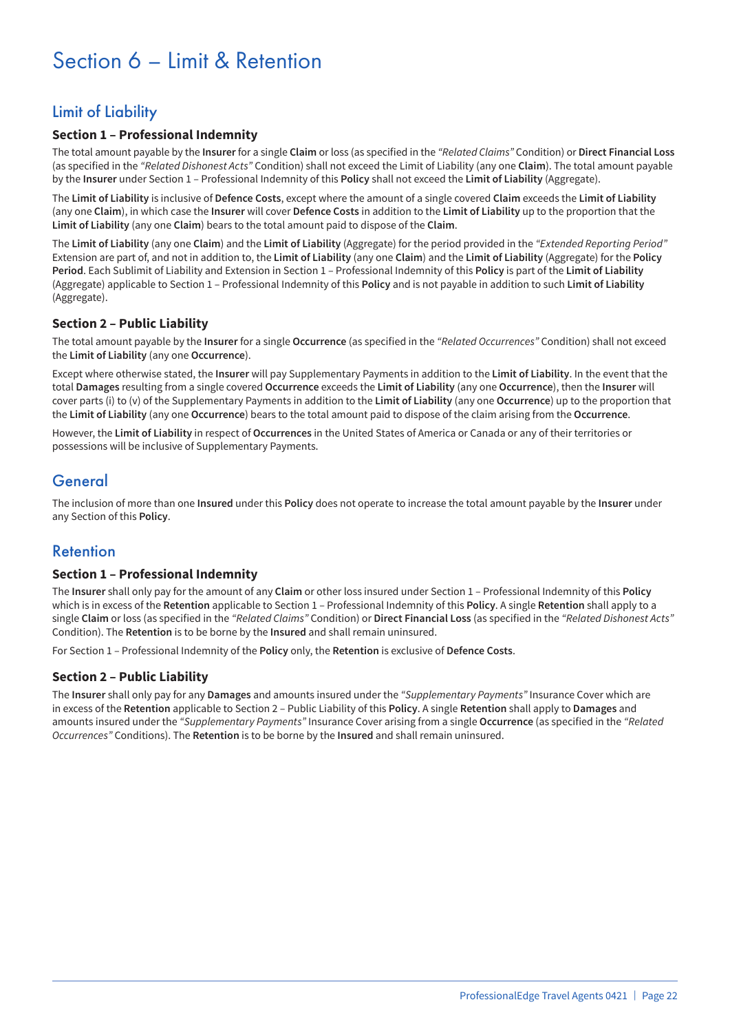# Section 6 – Limit & Retention

## Limit of Liability

### Section 1 – Professional Indemnity

The total amount payable by the **Insurer** for a single **Claim** or loss (as specified in the *"Related Claims"* Condition) or **Direct Financial Loss** (as specified in the *"Related Dishonest Acts"* Condition) shall not exceed the Limit of Liability (any one **Claim**). The total amount payable by the **Insurer** under Section 1 – Professional Indemnity of this **Policy** shall not exceed the **Limit of Liability** (Aggregate).

The **Limit of Liability** is inclusive of **Defence Costs**, except where the amount of a single covered **Claim** exceeds the **Limit of Liability** (any one **Claim**), in which case the **Insurer** will cover **Defence Costs** in addition to the **Limit of Liability** up to the proportion that the **Limit of Liability** (any one **Claim**) bears to the total amount paid to dispose of the **Claim**.

The **Limit of Liability** (any one **Claim**) and the **Limit of Liability** (Aggregate) for the period provided in the *"Extended Reporting Period"* Extension are part of, and not in addition to, the **Limit of Liability** (any one **Claim**) and the **Limit of Liability** (Aggregate) for the **Policy Period**. Each Sublimit of Liability and Extension in Section 1 – Professional Indemnity of this **Policy** is part of the **Limit of Liability** (Aggregate) applicable to Section 1 – Professional Indemnity of this **Policy** and is not payable in addition to such **Limit of Liability** (Aggregate).

### Section 2 – Public Liability

The total amount payable by the **Insurer** for a single **Occurrence** (as specified in the *"Related Occurrences"* Condition) shall not exceed the **Limit of Liability** (any one **Occurrence**).

Except where otherwise stated, the **Insurer** will pay Supplementary Payments in addition to the **Limit of Liability**. In the event that the total **Damages** resulting from a single covered **Occurrence** exceeds the **Limit of Liability** (any one **Occurrence**), then the **Insurer** will cover parts (i) to (v) of the Supplementary Payments in addition to the **Limit of Liability** (any one **Occurrence**) up to the proportion that the **Limit of Liability** (any one **Occurrence**) bears to the total amount paid to dispose of the claim arising from the **Occurrence**.

However, the **Limit of Liability** in respect of **Occurrences** in the United States of America or Canada or any of their territories or possessions will be inclusive of Supplementary Payments.

## General

The inclusion of more than one **Insured** under this **Policy** does not operate to increase the total amount payable by the **Insurer** under any Section of this **Policy**.

## Retention

### Section 1 – Professional Indemnity

The **Insurer** shall only pay for the amount of any **Claim** or other loss insured under Section 1 – Professional Indemnity of this **Policy** which is in excess of the **Retention** applicable to Section 1 – Professional Indemnity of this **Policy**. A single **Retention** shall apply to a single **Claim** or loss (as specified in the *"Related Claims"* Condition) or **Direct Financial Loss** (as specified in the *"Related Dishonest Acts"* Condition). The **Retention** is to be borne by the **Insured** and shall remain uninsured.

For Section 1 – Professional Indemnity of the **Policy** only, the **Retention** is exclusive of **Defence Costs**.

### Section 2 – Public Liability

The **Insurer** shall only pay for any **Damages** and amounts insured under the *"Supplementary Payments"* Insurance Cover which are in excess of the **Retention** applicable to Section 2 – Public Liability of this **Policy**. A single **Retention** shall apply to **Damages** and amounts insured under the *"Supplementary Payments"* Insurance Cover arising from a single **Occurrence** (as specified in the *"Related Occurrences"* Conditions). The **Retention** is to be borne by the **Insured** and shall remain uninsured.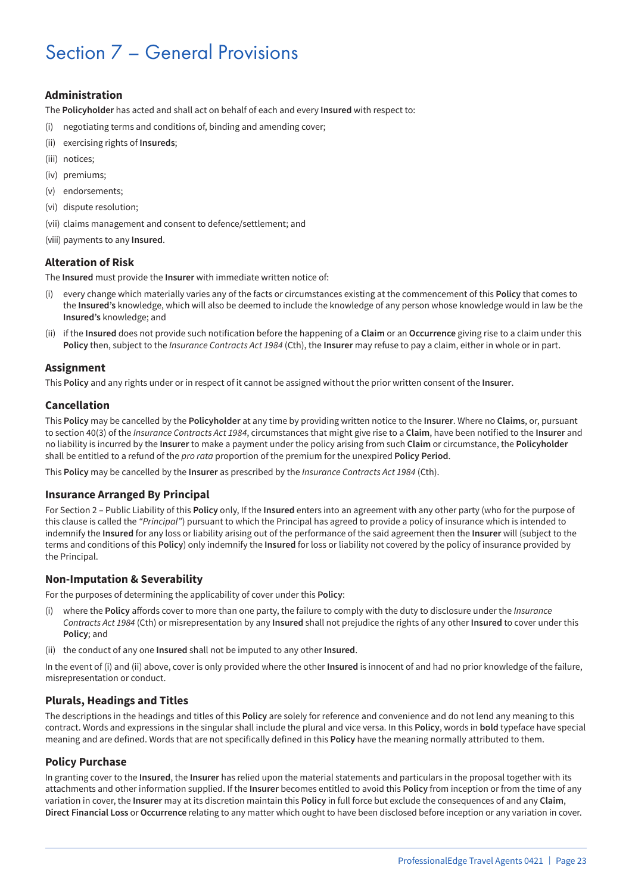# Section 7 – General Provisions

### Administration

The **Policyholder** has acted and shall act on behalf of each and every **Insured** with respect to:

(i) negotiating terms and conditions of, binding and amending cover;

(ii) exercising rights of **Insureds**;

(iii) notices;

(iv) premiums;

(v) endorsements;

(vi) dispute resolution;

(vii) claims management and consent to defence/settlement; and

(viii) payments to any **Insured**.

### Alteration of Risk

The **Insured** must provide the **Insurer** with immediate written notice of:

(i) every change which materially varies any of the facts or circumstances existing at the commencement of this **Policy** that comes to the **Insured's** knowledge, which will also be deemed to include the knowledge of any person whose knowledge would in law be the **Insured's** knowledge; and

(ii) if the **Insured** does not provide such notification before the happening of a **Claim** or an **Occurrence** giving rise to a claim under this **Policy** then, subject to the *Insurance Contracts Act 1984* (Cth), the **Insurer** may refuse to pay a claim, either in whole or in part.

### Assignment

This **Policy** and any rights under or in respect of it cannot be assigned without the prior written consent of the **Insurer**.

### Cancellation

This **Policy** may be cancelled by the **Policyholder** at any time by providing written notice to the **Insurer**. Where no **Claims**, or, pursuant to section 40(3) of the *Insurance Contracts Act 1984*, circumstances that might give rise to a **Claim**, have been notified to the **Insurer** and no liability is incurred by the **Insurer** to make a payment under the policy arising from such **Claim** or circumstance, the **Policyholder** shall be entitled to a refund of the *pro rata* proportion of the premium for the unexpired **Policy Period**.

This **Policy** may be cancelled by the **Insurer** as prescribed by the *Insurance Contracts Act 1984* (Cth).

### Insurance Arranged By Principal

For Section 2 – Public Liability of this **Policy** only, If the **Insured** enters into an agreement with any other party (who for the purpose of this clause is called the *"Principal"*) pursuant to which the Principal has agreed to provide a policy of insurance which is intended to indemnify the **Insured** for any loss or liability arising out of the performance of the said agreement then the **Insurer** will (subject to the terms and conditions of this **Policy**) only indemnify the **Insured** for loss or liability not covered by the policy of insurance provided by the Principal.

### Non-Imputation & Severability

For the purposes of determining the applicability of cover under this **Policy**:

(i) where the **Policy** affords cover to more than one party, the failure to comply with the duty to disclosure under the *Insurance Contracts Act 1984* (Cth) or misrepresentation by any **Insured** shall not prejudice the rights of any other **Insured** to cover under this **Policy**; and

(ii) the conduct of any one **Insured** shall not be imputed to any other **Insured**.

In the event of (i) and (ii) above, cover is only provided where the other **Insured** is innocent of and had no prior knowledge of the failure, misrepresentation or conduct.

### Plurals, Headings and Titles

The descriptions in the headings and titles of this **Policy** are solely for reference and convenience and do not lend any meaning to this contract. Words and expressions in the singular shall include the plural and vice versa. In this **Policy**, words in **bold** typeface have special meaning and are defined. Words that are not specifically defined in this **Policy** have the meaning normally attributed to them.

### Policy Purchase

In granting cover to the **Insured**, the **Insurer** has relied upon the material statements and particulars in the proposal together with its attachments and other information supplied. If the **Insurer** becomes entitled to avoid this **Policy** from inception or from the time of any variation in cover, the **Insurer** may at its discretion maintain this **Policy** in full force but exclude the consequences of and any **Claim**, **Direct Financial Loss** or **Occurrence** relating to any matter which ought to have been disclosed before inception or any variation in cover.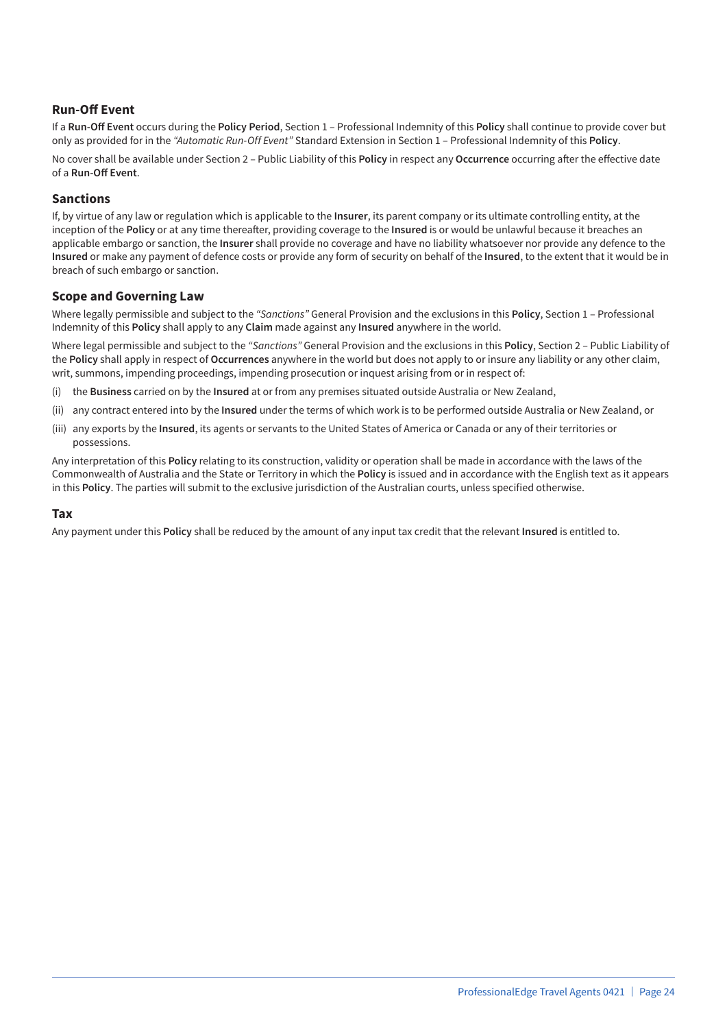### Run-Off Event

If a **Run-Off Event** occurs during the **Policy Period**, Section 1 – Professional Indemnity of this **Policy** shall continue to provide cover but only as provided for in the *"Automatic Run-Off Event"* Standard Extension in Section 1 – Professional Indemnity of this **Policy**.

No cover shall be available under Section 2 – Public Liability of this **Policy** in respect any **Occurrence** occurring after the effective date of a **Run-Off Event**.

### Sanctions

If, by virtue of any law or regulation which is applicable to the **Insurer**, its parent company or its ultimate controlling entity, at the inception of the **Policy** or at any time thereafter, providing coverage to the **Insured** is or would be unlawful because it breaches an applicable embargo or sanction, the **Insurer** shall provide no coverage and have no liability whatsoever nor provide any defence to the **Insured** or make any payment of defence costs or provide any form of security on behalf of the **Insured**, to the extent that it would be in breach of such embargo or sanction.

### Scope and Governing Law

Where legally permissible and subject to the *"Sanctions"* General Provision and the exclusions in this **Policy**, Section 1 – Professional Indemnity of this **Policy** shall apply to any **Claim** made against any **Insured** anywhere in the world.

Where legal permissible and subject to the *"Sanctions"* General Provision and the exclusions in this **Policy**, Section 2 – Public Liability of the **Policy** shall apply in respect of **Occurrences** anywhere in the world but does not apply to or insure any liability or any other claim, writ, summons, impending proceedings, impending prosecution or inquest arising from or in respect of:

(i) the **Business** carried on by the **Insured** at or from any premises situated outside Australia or New Zealand,

(ii) any contract entered into by the **Insured** under the terms of which work is to be performed outside Australia or New Zealand, or

(iii) any exports by the **Insured**, its agents or servants to the United States of America or Canada or any of their territories or possessions.

Any interpretation of this **Policy** relating to its construction, validity or operation shall be made in accordance with the laws of the Commonwealth of Australia and the State or Territory in which the **Policy** is issued and in accordance with the English text as it appears in this **Policy**. The parties will submit to the exclusive jurisdiction of the Australian courts, unless specified otherwise.

### Tax

Any payment under this **Policy** shall be reduced by the amount of any input tax credit that the relevant **Insured** is entitled to.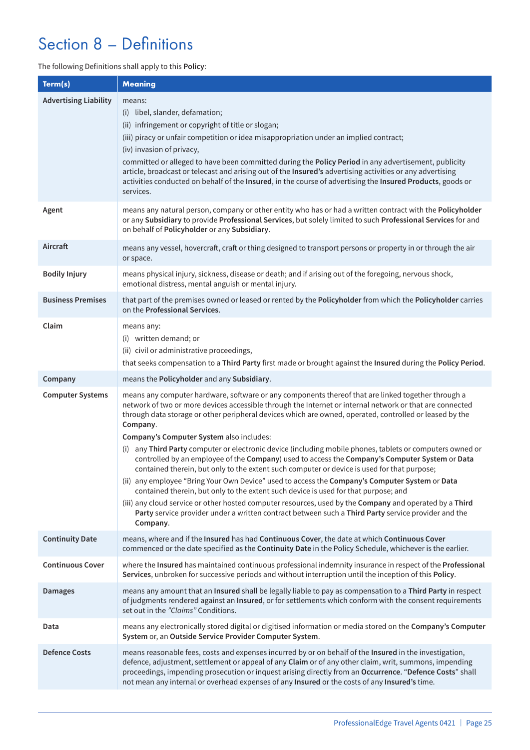# Section 8 – Definitions

The following Definitions shall apply to this **Policy**:

| Term(s) | Meaning |
|---|---|
| **Advertising Liability** | means:<br>(i) libel, slander, defamation;<br>(ii) infringement or copyright of title or slogan;<br>(iii) piracy or unfair competition or idea misappropriation under an implied contract;<br>(iv) invasion of privacy,<br>committed or alleged to have been committed during the **Policy Period** in any advertisement, publicity article, broadcast or telecast and arising out of the **Insured's** advertising activities or any advertising activities conducted on behalf of the **Insured**, in the course of advertising the **Insured Products**, goods or services. |
| **Agent** | means any natural person, company or other entity who has or had a written contract with the **Policyholder** or any **Subsidiary** to provide **Professional Services**, but solely limited to such **Professional Services** for and on behalf of **Policyholder** or any **Subsidiary**. |
| **Aircraft** | means any vessel, hovercraft, craft or thing designed to transport persons or property in or through the air or space. |
| **Bodily Injury** | means physical injury, sickness, disease or death; and if arising out of the foregoing, nervous shock, emotional distress, mental anguish or mental injury. |
| **Business Premises** | that part of the premises owned or leased or rented by the **Policyholder** from which the **Policyholder** carries on the **Professional Services**. |
| **Claim** | means any:<br>(i) written demand; or<br>(ii) civil or administrative proceedings,<br>that seeks compensation to a **Third Party** first made or brought against the **Insured** during the **Policy Period**. |
| **Company** | means the **Policyholder** and any **Subsidiary**. |
| **Computer Systems** | means any computer hardware, software or any components thereof that are linked together through a network of two or more devices accessible through the Internet or internal network or that are connected through data storage or other peripheral devices which are owned, operated, controlled or leased by the **Company**.<br>**Company's Computer System** also includes:<br>(i) any **Third Party** computer or electronic device (including mobile phones, tablets or computers owned or controlled by an employee of the **Company**) used to access the **Company's Computer System** or **Data** contained therein, but only to the extent such computer or device is used for that purpose;<br>(ii) any employee "Bring Your Own Device" used to access the **Company's Computer System** or **Data** contained therein, but only to the extent such device is used for that purpose; and<br>(iii) any cloud service or other hosted computer resources, used by the **Company** and operated by a **Third Party** service provider under a written contract between such a **Third Party** service provider and the **Company**. |
| **Continuity Date** | means, where and if the **Insured** has had **Continuous Cover**, the date at which **Continuous Cover** commenced or the date specified as the **Continuity Date** in the Policy Schedule, whichever is the earlier. |
| **Continuous Cover** | where the **Insured** has maintained continuous professional indemnity insurance in respect of the **Professional Services**, unbroken for successive periods and without interruption until the inception of this **Policy**. |
| **Damages** | means any amount that an **Insured** shall be legally liable to pay as compensation to a **Third Party** in respect of judgments rendered against an **Insured**, or for settlements which conform with the consent requirements set out in the *"Claims"* Conditions. |
| **Data** | means any electronically stored digital or digitised information or media stored on the **Company's Computer System** or, an **Outside Service Provider Computer System**. |
| **Defence Costs** | means reasonable fees, costs and expenses incurred by or on behalf of the **Insured** in the investigation, defence, adjustment, settlement or appeal of any **Claim** or of any other claim, writ, summons, impending proceedings, impending prosecution or inquest arising directly from an **Occurrence**. "**Defence Costs**" shall not mean any internal or overhead expenses of any **Insured** or the costs of any **Insured's** time. |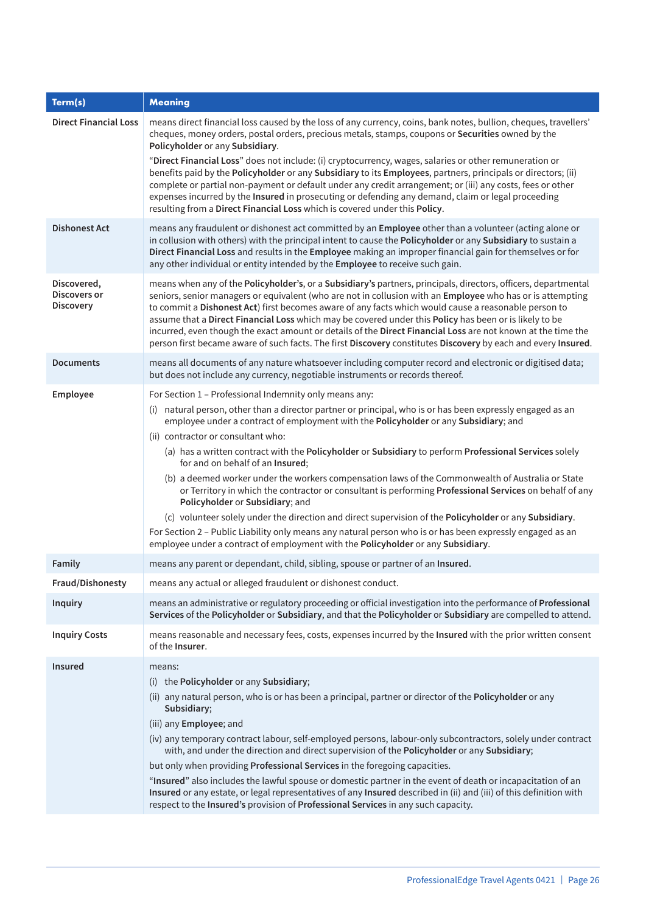| Term(s) | Meaning |
|---|---|
| **Direct Financial Loss** | means direct financial loss caused by the loss of any currency, coins, bank notes, bullion, cheques, travellers' cheques, money orders, postal orders, precious metals, stamps, coupons or **Securities** owned by the **Policyholder** or any **Subsidiary**.<br><br>"**Direct Financial Loss**" does not include: (i) cryptocurrency, wages, salaries or other remuneration or benefits paid by the **Policyholder** or any **Subsidiary** to its **Employees**, partners, principals or directors; (ii) complete or partial non-payment or default under any credit arrangement; or (iii) any costs, fees or other expenses incurred by the **Insured** in prosecuting or defending any demand, claim or legal proceeding resulting from a **Direct Financial Loss** which is covered under this **Policy**. |
| **Dishonest Act** | means any fraudulent or dishonest act committed by an **Employee** other than a volunteer (acting alone or in collusion with others) with the principal intent to cause the **Policyholder** or any **Subsidiary** to sustain a **Direct Financial Loss** and results in the **Employee** making an improper financial gain for themselves or for any other individual or entity intended by the **Employee** to receive such gain. |
| **Discovered, Discovers or Discovery** | means when any of the **Policyholder's**, or a **Subsidiary's** partners, principals, directors, officers, departmental seniors, senior managers or equivalent (who are not in collusion with an **Employee** who has or is attempting to commit a **Dishonest Act**) first becomes aware of any facts which would cause a reasonable person to assume that a **Direct Financial Loss** which may be covered under this **Policy** has been or is likely to be incurred, even though the exact amount or details of the **Direct Financial Loss** are not known at the time the person first became aware of such facts. The first **Discovery** constitutes **Discovery** by each and every **Insured**. |
| **Documents** | means all documents of any nature whatsoever including computer record and electronic or digitised data; but does not include any currency, negotiable instruments or records thereof. |
| **Employee** | For Section 1 – Professional Indemnity only means any:<br>(i) natural person, other than a director partner or principal, who is or has been expressly engaged as an employee under a contract of employment with the **Policyholder** or any **Subsidiary**; and<br>(ii) contractor or consultant who:<br>(a) has a written contract with the **Policyholder** or **Subsidiary** to perform **Professional Services** solely for and on behalf of an **Insured**;<br>(b) a deemed worker under the workers compensation laws of the Commonwealth of Australia or State or Territory in which the contractor or consultant is performing **Professional Services** on behalf of any **Policyholder** or **Subsidiary**; and<br>(c) volunteer solely under the direction and direct supervision of the **Policyholder** or any **Subsidiary**.<br>For Section 2 – Public Liability only means any natural person who is or has been expressly engaged as an employee under a contract of employment with the **Policyholder** or any **Subsidiary**. |
| **Family** | means any parent or dependant, child, sibling, spouse or partner of an **Insured**. |
| **Fraud/Dishonesty** | means any actual or alleged fraudulent or dishonest conduct. |
| **Inquiry** | means an administrative or regulatory proceeding or official investigation into the performance of **Professional Services** of the **Policyholder** or **Subsidiary**, and that the **Policyholder** or **Subsidiary** are compelled to attend. |
| **Inquiry Costs** | means reasonable and necessary fees, costs, expenses incurred by the **Insured** with the prior written consent of the **Insurer**. |
| **Insured** | means:<br>(i) the **Policyholder** or any **Subsidiary**;<br>(ii) any natural person, who is or has been a principal, partner or director of the **Policyholder** or any **Subsidiary**;<br>(iii) any **Employee**; and<br>(iv) any temporary contract labour, self-employed persons, labour-only subcontractors, solely under contract with, and under the direction and direct supervision of the **Policyholder** or any **Subsidiary**;<br>but only when providing **Professional Services** in the foregoing capacities.<br>"**Insured**" also includes the lawful spouse or domestic partner in the event of death or incapacitation of an **Insured** or any estate, or legal representatives of any **Insured** described in (ii) and (iii) of this definition with respect to the **Insured's** provision of **Professional Services** in any such capacity. |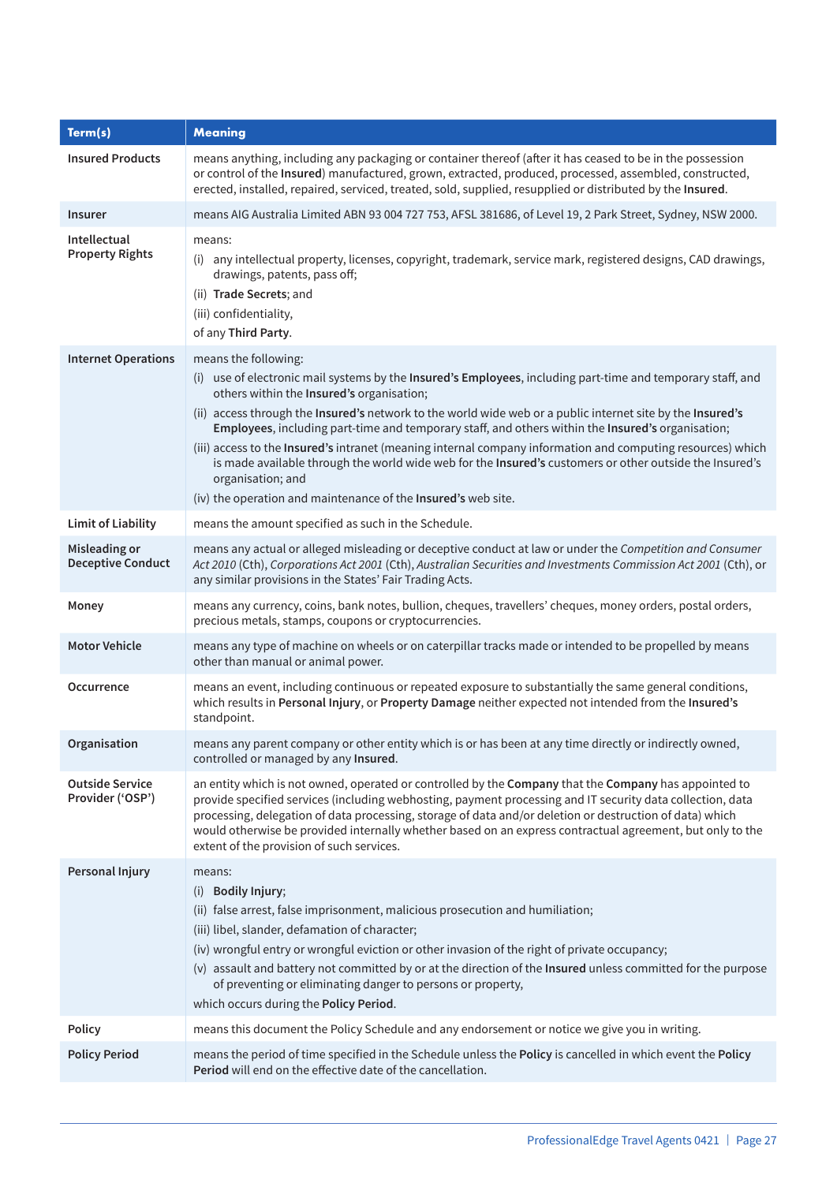| Term(s) | Meaning |
|---|---|
| **Insured Products** | means anything, including any packaging or container thereof (after it has ceased to be in the possession or control of the **Insured**) manufactured, grown, extracted, produced, processed, assembled, constructed, erected, installed, repaired, serviced, treated, sold, supplied, resupplied or distributed by the **Insured**. |
| **Insurer** | means AIG Australia Limited ABN 93 004 727 753, AFSL 381686, of Level 19, 2 Park Street, Sydney, NSW 2000. |
| **Intellectual Property Rights** | means:<br>(i) any intellectual property, licenses, copyright, trademark, service mark, registered designs, CAD drawings, drawings, patents, pass off;<br>(ii) **Trade Secrets**; and<br>(iii) confidentiality,<br>of any **Third Party**. |
| **Internet Operations** | means the following:<br>(i) use of electronic mail systems by the **Insured's Employees**, including part-time and temporary staff, and others within the **Insured's** organisation;<br>(ii) access through the **Insured's** network to the world wide web or a public internet site by the **Insured's Employees**, including part-time and temporary staff, and others within the **Insured's** organisation;<br>(iii) access to the **Insured's** intranet (meaning internal company information and computing resources) which is made available through the world wide web for the **Insured's** customers or other outside the Insured's organisation; and<br>(iv) the operation and maintenance of the **Insured's** web site. |
| **Limit of Liability** | means the amount specified as such in the Schedule. |
| **Misleading or Deceptive Conduct** | means any actual or alleged misleading or deceptive conduct at law or under the *Competition and Consumer Act 2010* (Cth), *Corporations Act 2001* (Cth), *Australian Securities and Investments Commission Act 2001* (Cth), or any similar provisions in the States' Fair Trading Acts. |
| **Money** | means any currency, coins, bank notes, bullion, cheques, travellers' cheques, money orders, postal orders, precious metals, stamps, coupons or cryptocurrencies. |
| **Motor Vehicle** | means any type of machine on wheels or on caterpillar tracks made or intended to be propelled by means other than manual or animal power. |
| **Occurrence** | means an event, including continuous or repeated exposure to substantially the same general conditions, which results in **Personal Injury**, or **Property Damage** neither expected not intended from the **Insured's** standpoint. |
| **Organisation** | means any parent company or other entity which is or has been at any time directly or indirectly owned, controlled or managed by any **Insured**. |
| **Outside Service Provider ('OSP')** | an entity which is not owned, operated or controlled by the **Company** that the **Company** has appointed to provide specified services (including webhosting, payment processing and IT security data collection, data processing, delegation of data processing, storage of data and/or deletion or destruction of data) which would otherwise be provided internally whether based on an express contractual agreement, but only to the extent of the provision of such services. |
| **Personal Injury** | means:<br>(i) **Bodily Injury**;<br>(ii) false arrest, false imprisonment, malicious prosecution and humiliation;<br>(iii) libel, slander, defamation of character;<br>(iv) wrongful entry or wrongful eviction or other invasion of the right of private occupancy;<br>(v) assault and battery not committed by or at the direction of the **Insured** unless committed for the purpose of preventing or eliminating danger to persons or property,<br>which occurs during the **Policy Period**. |
| **Policy** | means this document the Policy Schedule and any endorsement or notice we give you in writing. |
| **Policy Period** | means the period of time specified in the Schedule unless the **Policy** is cancelled in which event the **Policy Period** will end on the effective date of the cancellation. |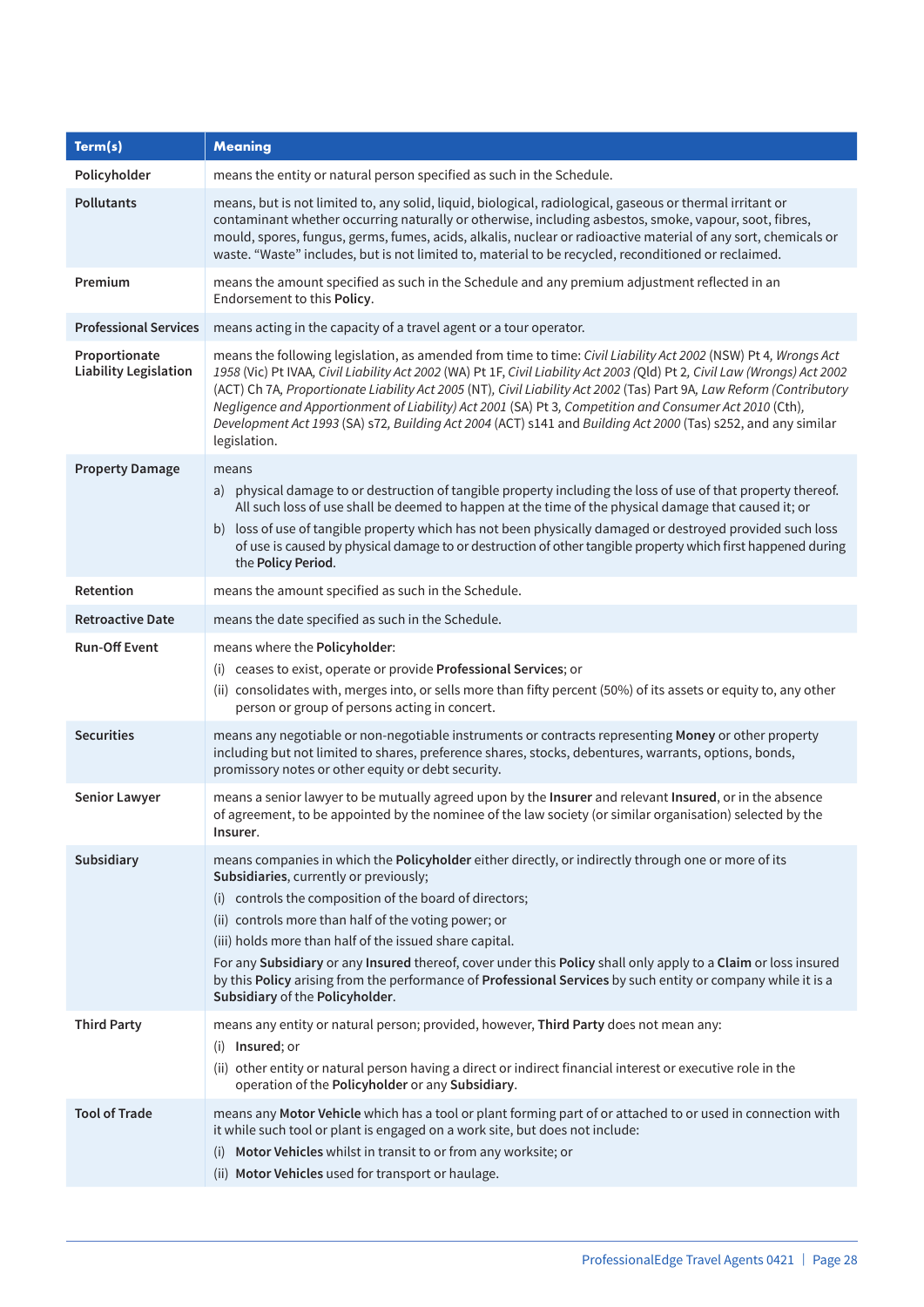| Term(s) | Meaning |
|---|---|
| **Policyholder** | means the entity or natural person specified as such in the Schedule. |
| **Pollutants** | means, but is not limited to, any solid, liquid, biological, radiological, gaseous or thermal irritant or contaminant whether occurring naturally or otherwise, including asbestos, smoke, vapour, soot, fibres, mould, spores, fungus, germs, fumes, acids, alkalis, nuclear or radioactive material of any sort, chemicals or waste. "Waste" includes, but is not limited to, material to be recycled, reconditioned or reclaimed. |
| **Premium** | means the amount specified as such in the Schedule and any premium adjustment reflected in an Endorsement to this **Policy**. |
| **Professional Services** | means acting in the capacity of a travel agent or a tour operator. |
| **Proportionate Liability Legislation** | means the following legislation, as amended from time to time: *Civil Liability Act 2002* (NSW) Pt 4, *Wrongs Act 1958* (Vic) Pt IVAA, *Civil Liability Act 2002* (WA) Pt 1F, *Civil Liability Act 2003* (Qld) Pt 2, *Civil Law (Wrongs) Act 2002* (ACT) Ch 7A, *Proportionate Liability Act 2005* (NT), *Civil Liability Act 2002* (Tas) Part 9A, *Law Reform (Contributory Negligence and Apportionment of Liability) Act 2001* (SA) Pt 3, *Competition and Consumer Act 2010* (Cth), *Development Act 1993* (SA) s72, *Building Act 2004* (ACT) s141 and *Building Act 2000* (Tas) s252, and any similar legislation. |
| **Property Damage** | means<br>a) physical damage to or destruction of tangible property including the loss of use of that property thereof. All such loss of use shall be deemed to happen at the time of the physical damage that caused it; or<br>b) loss of use of tangible property which has not been physically damaged or destroyed provided such loss of use is caused by physical damage to or destruction of other tangible property which first happened during the **Policy Period**. |
| **Retention** | means the amount specified as such in the Schedule. |
| **Retroactive Date** | means the date specified as such in the Schedule. |
| **Run-Off Event** | means where the **Policyholder**:<br>(i) ceases to exist, operate or provide **Professional Services**; or<br>(ii) consolidates with, merges into, or sells more than fifty percent (50%) of its assets or equity to, any other person or group of persons acting in concert. |
| **Securities** | means any negotiable or non-negotiable instruments or contracts representing **Money** or other property including but not limited to, shares, preference shares, stocks, debentures, warrants, options, bonds, promissory notes or other equity or debt security. |
| **Senior Lawyer** | means a senior lawyer to be mutually agreed upon by the **Insurer** and relevant **Insured**, or in the absence of agreement, to be appointed by the nominee of the law society (or similar organisation) selected by the **Insurer**. |
| **Subsidiary** | means companies in which the **Policyholder** either directly, or indirectly through one or more of its **Subsidiaries**, currently or previously;<br>(i) controls the composition of the board of directors;<br>(ii) controls more than half of the voting power; or<br>(iii) holds more than half of the issued share capital.<br>For any **Subsidiary** or any **Insured** thereof, cover under this **Policy** shall only apply to a **Claim** or loss insured by this **Policy** arising from the performance of **Professional Services** by such entity or company while it is a **Subsidiary** of the **Policyholder**. |
| **Third Party** | means any entity or natural person; provided, however, **Third Party** does not mean any:<br>(i) **Insured**; or<br>(ii) other entity or natural person having a direct or indirect financial interest or executive role in the operation of the **Policyholder** or any **Subsidiary**. |
| **Tool of Trade** | means any **Motor Vehicle** which has a tool or plant forming part of or attached to or used in connection with it while such tool or plant is engaged on a work site, but does not include:<br>(i) **Motor Vehicles** whilst in transit to or from any worksite; or<br>(ii) **Motor Vehicles** used for transport or haulage. |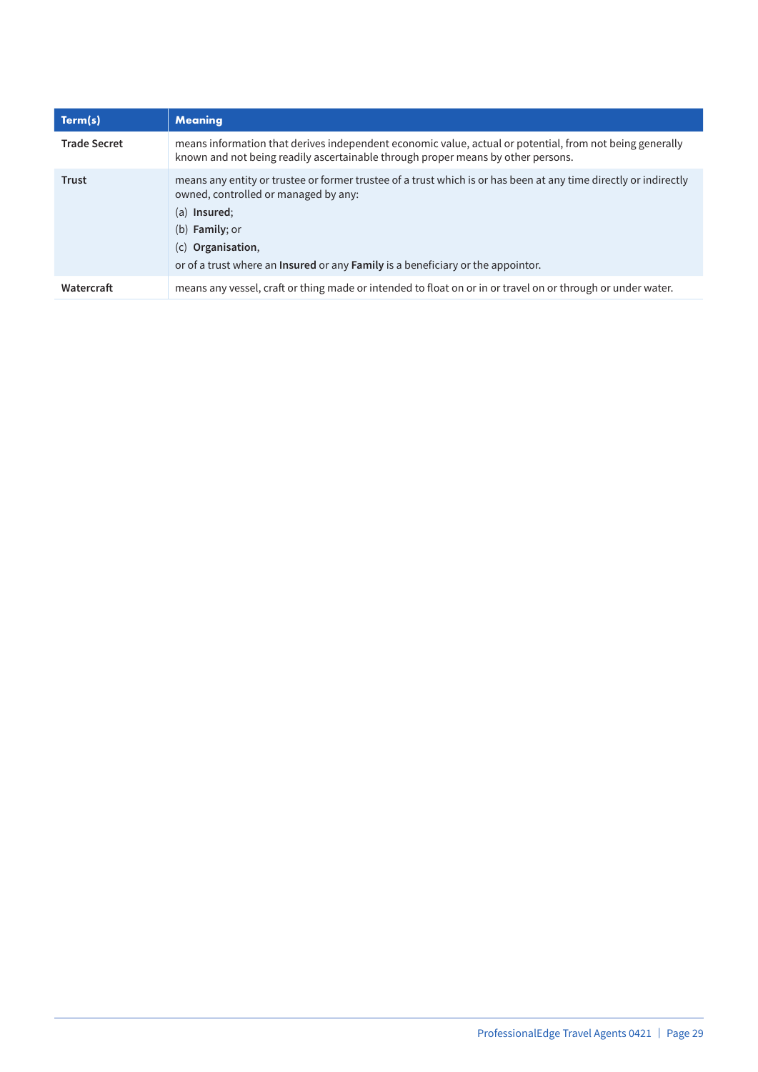| Term(s) | Meaning |
|---|---|
| **Trade Secret** | means information that derives independent economic value, actual or potential, from not being generally known and not being readily ascertainable through proper means by other persons. |
| **Trust** | means any entity or trustee or former trustee of a trust which is or has been at any time directly or indirectly owned, controlled or managed by any:<br>(a) **Insured**;<br>(b) **Family**; or<br>(c) **Organisation**,<br>or of a trust where an **Insured** or any **Family** is a beneficiary or the appointor. |
| **Watercraft** | means any vessel, craft or thing made or intended to float on or in or travel on or through or under water. |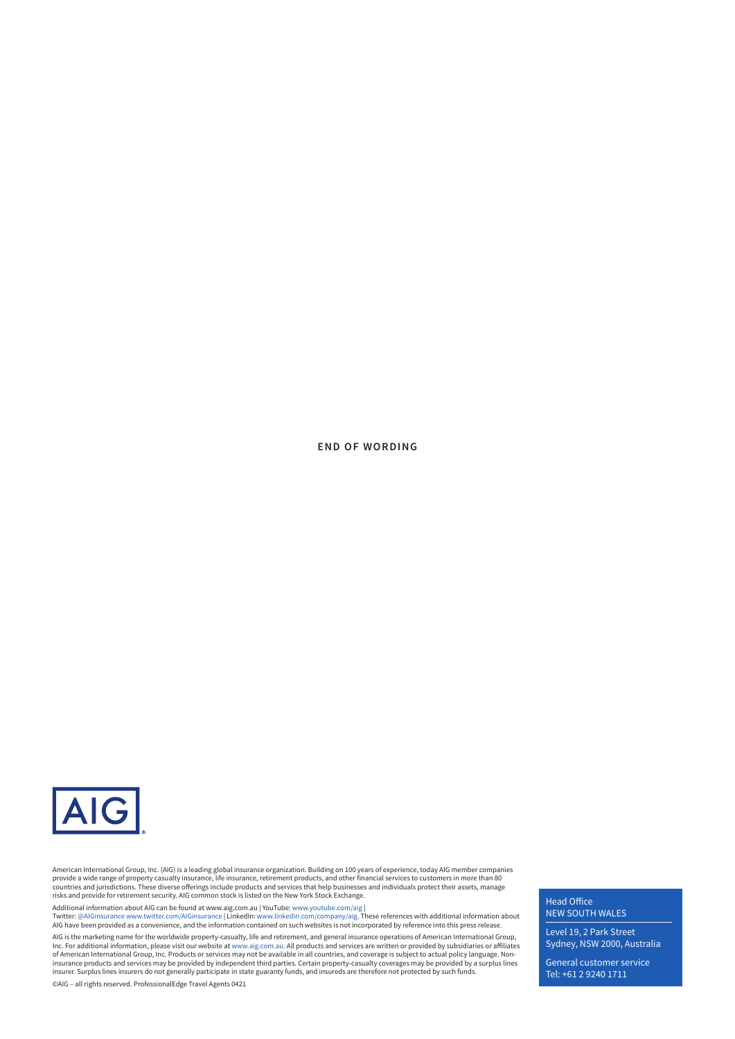**END OF WORDING**

AIG

American International Group, Inc. (AIG) is a leading global insurance organization. Building on 100 years of experience, today AIG member companies provide a wide range of property casualty insurance, life insurance, retirement products, and other financial services to customers in more than 80 countries and jurisdictions. These diverse offerings include products and services that help businesses and individuals protect their assets, manage risks and provide for retirement security. AIG common stock is listed on the New York Stock Exchange.

Additional information about AIG can be found at www.aig.com.au | YouTube: www.youtube.com/aig | Twitter: @AIGinsurance www.twitter.com/AIGinsurance | LinkedIn: www.linkedin.com/company/aig. These references with additional information about AIG have been provided as a convenience, and the information contained on such websites is not incorporated by reference into this press release.

AIG is the marketing name for the worldwide property-casualty, life and retirement, and general insurance operations of American International Group, Inc. For additional information, please visit our website at www.aig.com.au. All products and services are written or provided by subsidiaries or affiliates of American International Group, Inc. Products or services may not be available in all countries, and coverage is subject to actual policy language. Non-insurance products and services may be provided by independent third parties. Certain property-casualty coverages may be provided by a surplus lines insurer. Surplus lines insurers do not generally participate in state guaranty funds, and insureds are therefore not protected by such funds.

©AIG – all rights reserved. ProfessionalEdge Travel Agents 0421

Head Office
NEW SOUTH WALES

Level 19, 2 Park Street
Sydney, NSW 2000, Australia

General customer service
Tel: +61 2 9240 1711